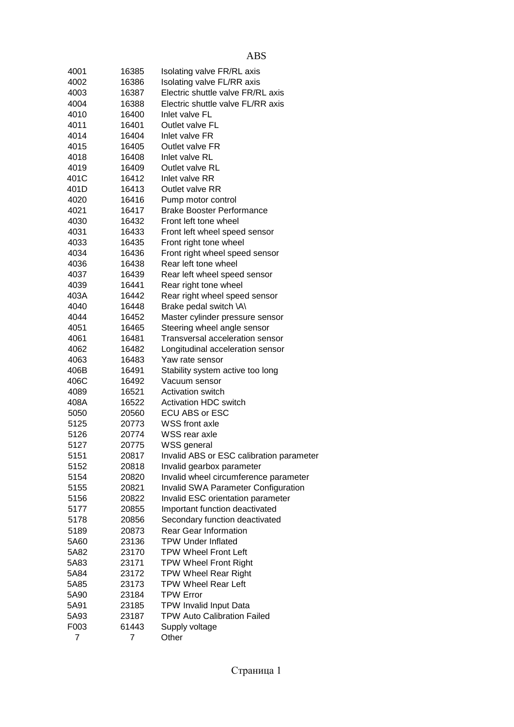# ABS

| | | |
|---|---|---|
| 4001 | 16385 | Isolating valve FR/RL axis |
| 4002 | 16386 | Isolating valve FL/RR axis |
| 4003 | 16387 | Electric shuttle valve FR/RL axis |
| 4004 | 16388 | Electric shuttle valve FL/RR axis |
| 4010 | 16400 | Inlet valve FL |
| 4011 | 16401 | Outlet valve FL |
| 4014 | 16404 | Inlet valve FR |
| 4015 | 16405 | Outlet valve FR |
| 4018 | 16408 | Inlet valve RL |
| 4019 | 16409 | Outlet valve RL |
| 401C | 16412 | Inlet valve RR |
| 401D | 16413 | Outlet valve RR |
| 4020 | 16416 | Pump motor control |
| 4021 | 16417 | Brake Booster Performance |
| 4030 | 16432 | Front left tone wheel |
| 4031 | 16433 | Front left wheel speed sensor |
| 4033 | 16435 | Front right tone wheel |
| 4034 | 16436 | Front right wheel speed sensor |
| 4036 | 16438 | Rear left tone wheel |
| 4037 | 16439 | Rear left wheel speed sensor |
| 4039 | 16441 | Rear right tone wheel |
| 403A | 16442 | Rear right wheel speed sensor |
| 4040 | 16448 | Brake pedal switch \A\ |
| 4044 | 16452 | Master cylinder pressure sensor |
| 4051 | 16465 | Steering wheel angle sensor |
| 4061 | 16481 | Transversal acceleration sensor |
| 4062 | 16482 | Longitudinal acceleration sensor |
| 4063 | 16483 | Yaw rate sensor |
| 406B | 16491 | Stability system active too long |
| 406C | 16492 | Vacuum sensor |
| 4089 | 16521 | Activation switch |
| 408A | 16522 | Activation HDC switch |
| 5050 | 20560 | ECU ABS or ESC |
| 5125 | 20773 | WSS front axle |
| 5126 | 20774 | WSS rear axle |
| 5127 | 20775 | WSS general |
| 5151 | 20817 | Invalid ABS or ESC calibration parameter |
| 5152 | 20818 | Invalid gearbox parameter |
| 5154 | 20820 | Invalid wheel circumference parameter |
| 5155 | 20821 | Invalid SWA Parameter Configuration |
| 5156 | 20822 | Invalid ESC orientation parameter |
| 5177 | 20855 | Important function deactivated |
| 5178 | 20856 | Secondary function deactivated |
| 5189 | 20873 | Rear Gear Information |
| 5A60 | 23136 | TPW Under Inflated |
| 5A82 | 23170 | TPW Wheel Front Left |
| 5A83 | 23171 | TPW Wheel Front Right |
| 5A84 | 23172 | TPW Wheel Rear Right |
| 5A85 | 23173 | TPW Wheel Rear Left |
| 5A90 | 23184 | TPW Error |
| 5A91 | 23185 | TPW Invalid Input Data |
| 5A93 | 23187 | TPW Auto Calibration Failed |
| F003 | 61443 | Supply voltage |
| 7 | 7 | Other |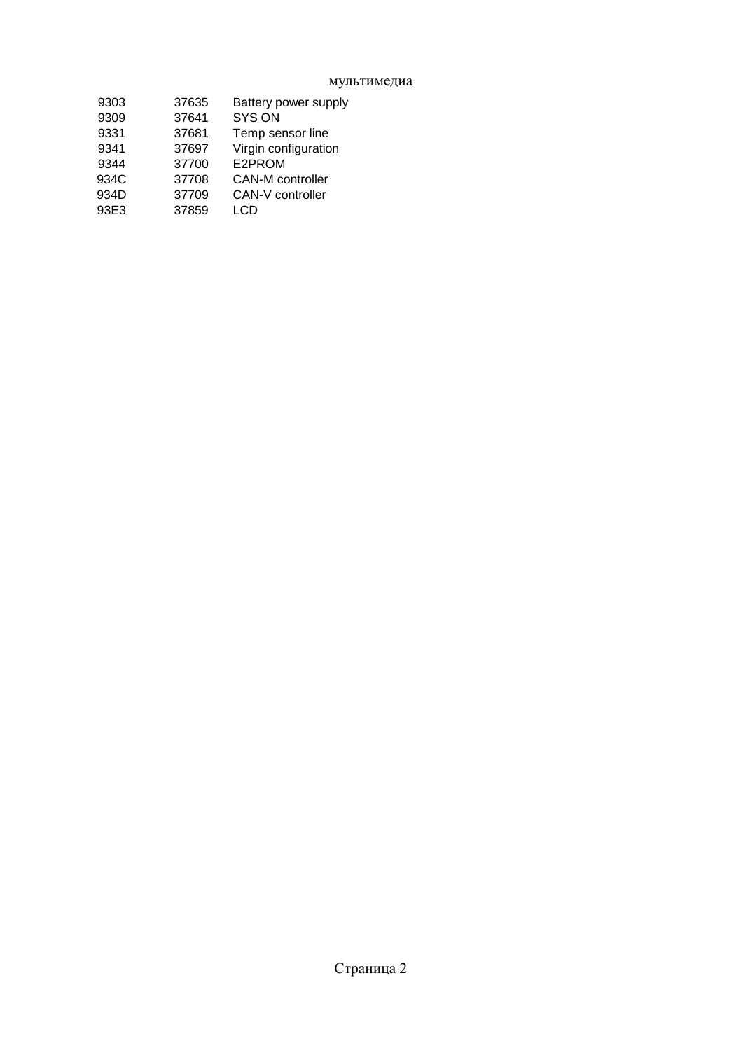| | | |
|---|---|---|
| 9303 | 37635 | Battery power supply |
| 9309 | 37641 | SYS ON |
| 9331 | 37681 | Temp sensor line |
| 9341 | 37697 | Virgin configuration |
| 9344 | 37700 | E2PROM |
| 934C | 37708 | CAN-M controller |
| 934D | 37709 | CAN-V controller |
| 93E3 | 37859 | LCD |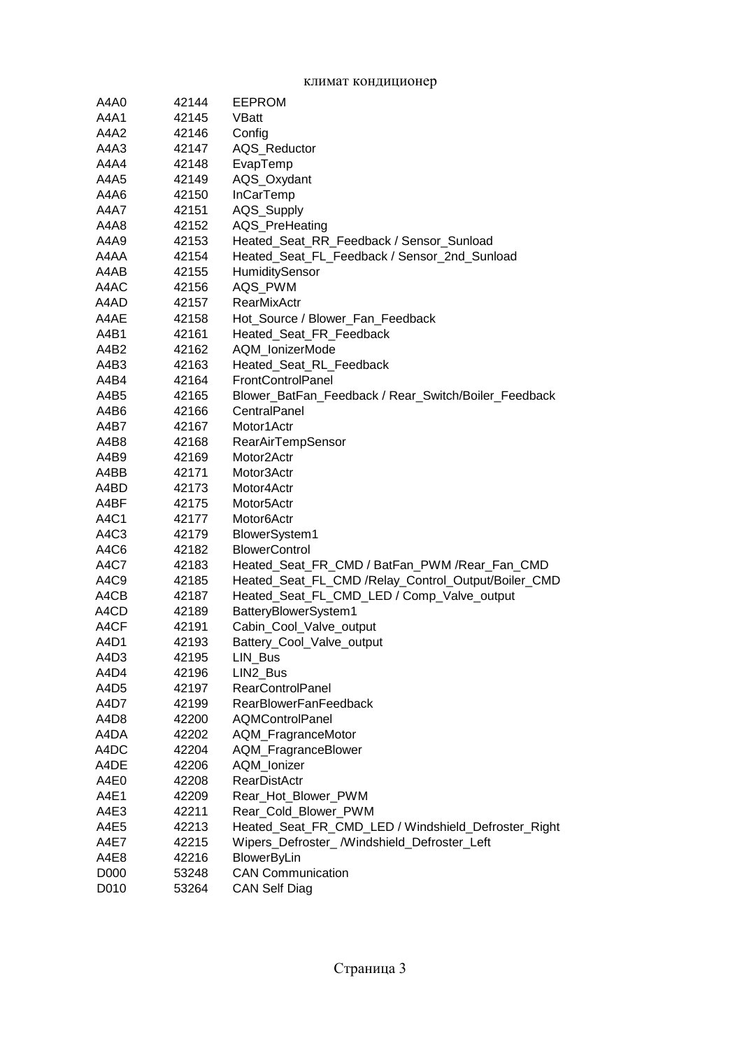климат кондиционер

| | | |
|---|---|---|
| A4A0 | 42144 | EEPROM |
| A4A1 | 42145 | VBatt |
| A4A2 | 42146 | Config |
| A4A3 | 42147 | AQS_Reductor |
| A4A4 | 42148 | EvapTemp |
| A4A5 | 42149 | AQS_Oxydant |
| A4A6 | 42150 | InCarTemp |
| A4A7 | 42151 | AQS_Supply |
| A4A8 | 42152 | AQS_PreHeating |
| A4A9 | 42153 | Heated_Seat_RR_Feedback / Sensor_Sunload |
| A4AA | 42154 | Heated_Seat_FL_Feedback / Sensor_2nd_Sunload |
| A4AB | 42155 | HumiditySensor |
| A4AC | 42156 | AQS_PWM |
| A4AD | 42157 | RearMixActr |
| A4AE | 42158 | Hot_Source / Blower_Fan_Feedback |
| A4B1 | 42161 | Heated_Seat_FR_Feedback |
| A4B2 | 42162 | AQM_IonizerMode |
| A4B3 | 42163 | Heated_Seat_RL_Feedback |
| A4B4 | 42164 | FrontControlPanel |
| A4B5 | 42165 | Blower_BatFan_Feedback / Rear_Switch/Boiler_Feedback |
| A4B6 | 42166 | CentralPanel |
| A4B7 | 42167 | Motor1Actr |
| A4B8 | 42168 | RearAirTempSensor |
| A4B9 | 42169 | Motor2Actr |
| A4BB | 42171 | Motor3Actr |
| A4BD | 42173 | Motor4Actr |
| A4BF | 42175 | Motor5Actr |
| A4C1 | 42177 | Motor6Actr |
| A4C3 | 42179 | BlowerSystem1 |
| A4C6 | 42182 | BlowerControl |
| A4C7 | 42183 | Heated_Seat_FR_CMD / BatFan_PWM /Rear_Fan_CMD |
| A4C9 | 42185 | Heated_Seat_FL_CMD /Relay_Control_Output/Boiler_CMD |
| A4CB | 42187 | Heated_Seat_FL_CMD_LED / Comp_Valve_output |
| A4CD | 42189 | BatteryBlowerSystem1 |
| A4CF | 42191 | Cabin_Cool_Valve_output |
| A4D1 | 42193 | Battery_Cool_Valve_output |
| A4D3 | 42195 | LIN_Bus |
| A4D4 | 42196 | LIN2_Bus |
| A4D5 | 42197 | RearControlPanel |
| A4D7 | 42199 | RearBlowerFanFeedback |
| A4D8 | 42200 | AQMControlPanel |
| A4DA | 42202 | AQM_FragranceMotor |
| A4DC | 42204 | AQM_FragranceBlower |
| A4DE | 42206 | AQM_Ionizer |
| A4E0 | 42208 | RearDistActr |
| A4E1 | 42209 | Rear_Hot_Blower_PWM |
| A4E3 | 42211 | Rear_Cold_Blower_PWM |
| A4E5 | 42213 | Heated_Seat_FR_CMD_LED / Windshield_Defroster_Right |
| A4E7 | 42215 | Wipers_Defroster_ /Windshield_Defroster_Left |
| A4E8 | 42216 | BlowerByLin |
| D000 | 53248 | CAN Communication |
| D010 | 53264 | CAN Self Diag |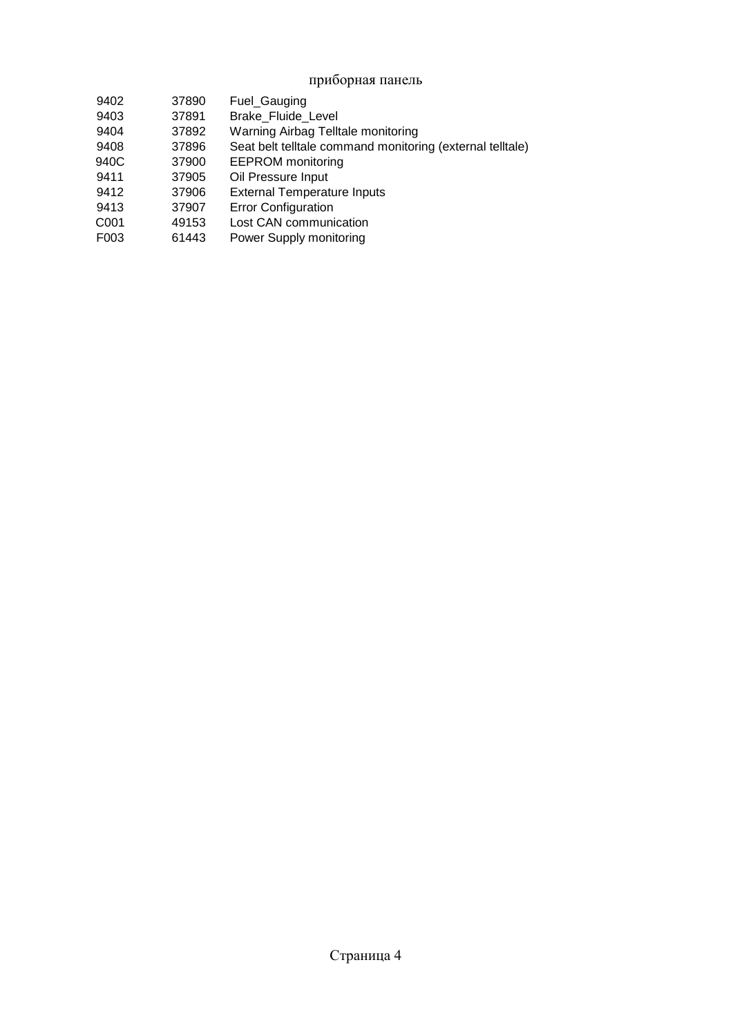| | | |
|---|---|---|
| 9402 | 37890 | Fuel_Gauging |
| 9403 | 37891 | Brake_Fluide_Level |
| 9404 | 37892 | Warning Airbag Telltale monitoring |
| 9408 | 37896 | Seat belt telltale command monitoring (external telltale) |
| 940C | 37900 | EEPROM monitoring |
| 9411 | 37905 | Oil Pressure Input |
| 9412 | 37906 | External Temperature Inputs |
| 9413 | 37907 | Error Configuration |
| C001 | 49153 | Lost CAN communication |
| F003 | 61443 | Power Supply monitoring |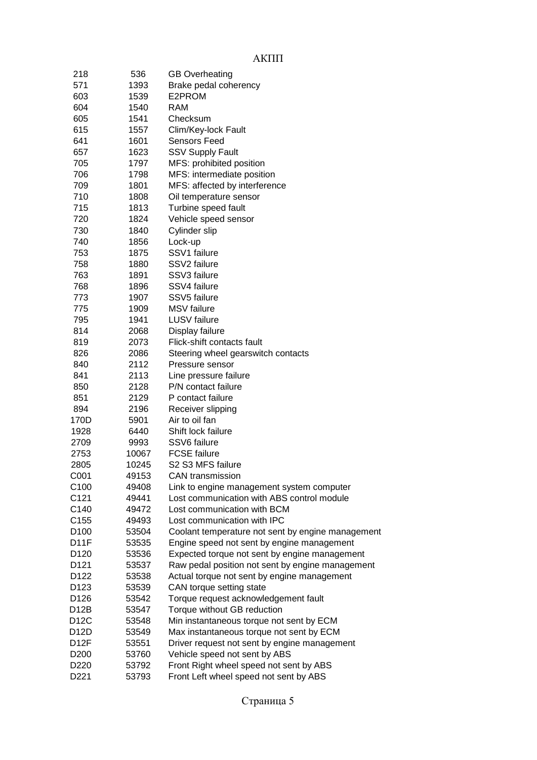АКПП

| | | |
|---|---|---|
| 218 | 536 | GB Overheating |
| 571 | 1393 | Brake pedal coherency |
| 603 | 1539 | E2PROM |
| 604 | 1540 | RAM |
| 605 | 1541 | Checksum |
| 615 | 1557 | Clim/Key-lock Fault |
| 641 | 1601 | Sensors Feed |
| 657 | 1623 | SSV Supply Fault |
| 705 | 1797 | MFS: prohibited position |
| 706 | 1798 | MFS: intermediate position |
| 709 | 1801 | MFS: affected by interference |
| 710 | 1808 | Oil temperature sensor |
| 715 | 1813 | Turbine speed fault |
| 720 | 1824 | Vehicle speed sensor |
| 730 | 1840 | Cylinder slip |
| 740 | 1856 | Lock-up |
| 753 | 1875 | SSV1 failure |
| 758 | 1880 | SSV2 failure |
| 763 | 1891 | SSV3 failure |
| 768 | 1896 | SSV4 failure |
| 773 | 1907 | SSV5 failure |
| 775 | 1909 | MSV failure |
| 795 | 1941 | LUSV failure |
| 814 | 2068 | Display failure |
| 819 | 2073 | Flick-shift contacts fault |
| 826 | 2086 | Steering wheel gearswitch contacts |
| 840 | 2112 | Pressure sensor |
| 841 | 2113 | Line pressure failure |
| 850 | 2128 | P/N contact failure |
| 851 | 2129 | P contact failure |
| 894 | 2196 | Receiver slipping |
| 170D | 5901 | Air to oil fan |
| 1928 | 6440 | Shift lock failure |
| 2709 | 9993 | SSV6 failure |
| 2753 | 10067 | FCSE failure |
| 2805 | 10245 | S2 S3 MFS failure |
| C001 | 49153 | CAN transmission |
| C100 | 49408 | Link to engine management system computer |
| C121 | 49441 | Lost communication with ABS control module |
| C140 | 49472 | Lost communication with BCM |
| C155 | 49493 | Lost communication with IPC |
| D100 | 53504 | Coolant temperature not sent by engine management |
| D11F | 53535 | Engine speed not sent by engine management |
| D120 | 53536 | Expected torque not sent by engine management |
| D121 | 53537 | Raw pedal position not sent by engine management |
| D122 | 53538 | Actual torque not sent by engine management |
| D123 | 53539 | CAN torque setting state |
| D126 | 53542 | Torque request acknowledgement fault |
| D12B | 53547 | Torque without GB reduction |
| D12C | 53548 | Min instantaneous torque not sent by ECM |
| D12D | 53549 | Max instantaneous torque not sent by ECM |
| D12F | 53551 | Driver request not sent by engine management |
| D200 | 53760 | Vehicle speed not sent by ABS |
| D220 | 53792 | Front Right wheel speed not sent by ABS |
| D221 | 53793 | Front Left wheel speed not sent by ABS |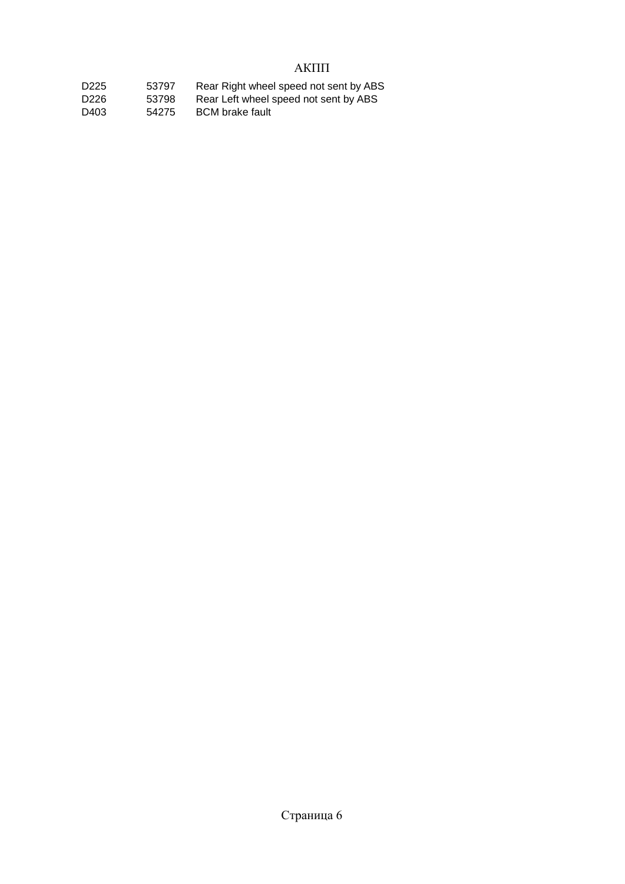АКПП

| | | |
|---|---|---|
| D225 | 53797 | Rear Right wheel speed not sent by ABS |
| D226 | 53798 | Rear Left wheel speed not sent by ABS |
| D403 | 54275 | BCM brake fault |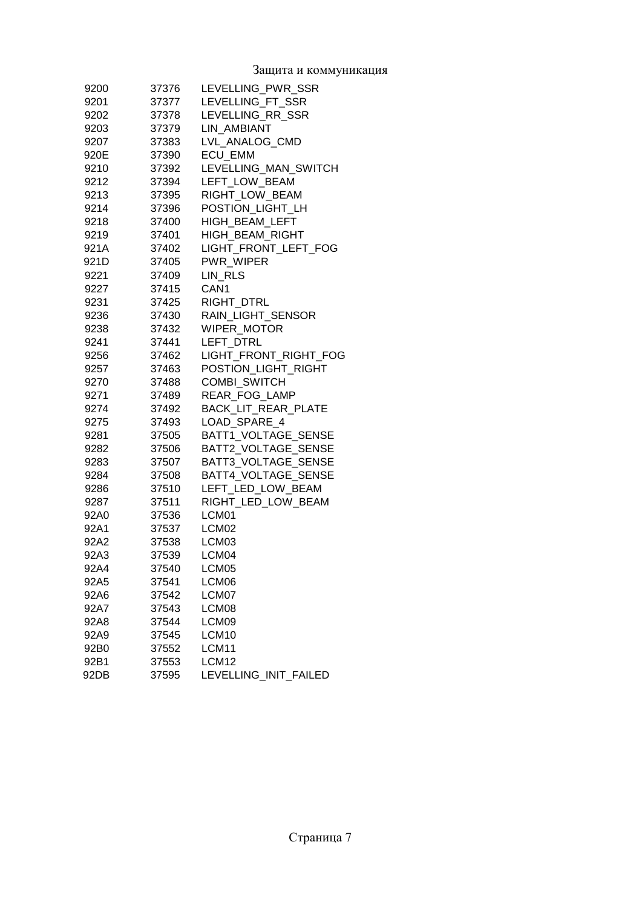| | | |
|---|---|---|
| 9200 | 37376 | LEVELLING_PWR_SSR |
| 9201 | 37377 | LEVELLING_FT_SSR |
| 9202 | 37378 | LEVELLING_RR_SSR |
| 9203 | 37379 | LIN_AMBIANT |
| 9207 | 37383 | LVL_ANALOG_CMD |
| 920E | 37390 | ECU_EMM |
| 9210 | 37392 | LEVELLING_MAN_SWITCH |
| 9212 | 37394 | LEFT_LOW_BEAM |
| 9213 | 37395 | RIGHT_LOW_BEAM |
| 9214 | 37396 | POSTION_LIGHT_LH |
| 9218 | 37400 | HIGH_BEAM_LEFT |
| 9219 | 37401 | HIGH_BEAM_RIGHT |
| 921A | 37402 | LIGHT_FRONT_LEFT_FOG |
| 921D | 37405 | PWR_WIPER |
| 9221 | 37409 | LIN_RLS |
| 9227 | 37415 | CAN1 |
| 9231 | 37425 | RIGHT_DTRL |
| 9236 | 37430 | RAIN_LIGHT_SENSOR |
| 9238 | 37432 | WIPER_MOTOR |
| 9241 | 37441 | LEFT_DTRL |
| 9256 | 37462 | LIGHT_FRONT_RIGHT_FOG |
| 9257 | 37463 | POSTION_LIGHT_RIGHT |
| 9270 | 37488 | COMBI_SWITCH |
| 9271 | 37489 | REAR_FOG_LAMP |
| 9274 | 37492 | BACK_LIT_REAR_PLATE |
| 9275 | 37493 | LOAD_SPARE_4 |
| 9281 | 37505 | BATT1_VOLTAGE_SENSE |
| 9282 | 37506 | BATT2_VOLTAGE_SENSE |
| 9283 | 37507 | BATT3_VOLTAGE_SENSE |
| 9284 | 37508 | BATT4_VOLTAGE_SENSE |
| 9286 | 37510 | LEFT_LED_LOW_BEAM |
| 9287 | 37511 | RIGHT_LED_LOW_BEAM |
| 92A0 | 37536 | LCM01 |
| 92A1 | 37537 | LCM02 |
| 92A2 | 37538 | LCM03 |
| 92A3 | 37539 | LCM04 |
| 92A4 | 37540 | LCM05 |
| 92A5 | 37541 | LCM06 |
| 92A6 | 37542 | LCM07 |
| 92A7 | 37543 | LCM08 |
| 92A8 | 37544 | LCM09 |
| 92A9 | 37545 | LCM10 |
| 92B0 | 37552 | LCM11 |
| 92B1 | 37553 | LCM12 |
| 92DB | 37595 | LEVELLING_INIT_FAILED |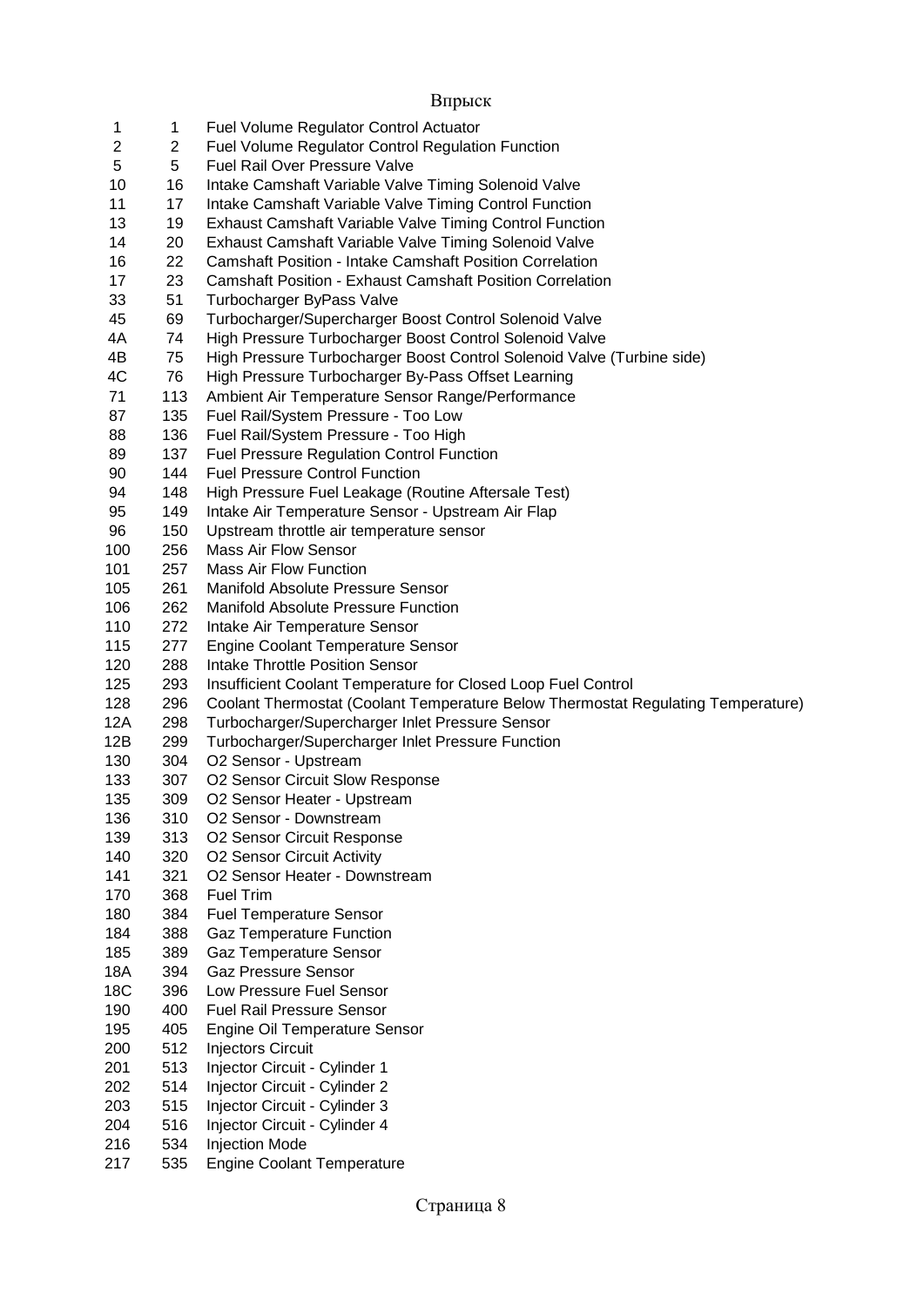# Впрыск

| | | |
|---|---|---|
| 1 | 1 | Fuel Volume Regulator Control Actuator |
| 2 | 2 | Fuel Volume Regulator Control Regulation Function |
| 5 | 5 | Fuel Rail Over Pressure Valve |
| 10 | 16 | Intake Camshaft Variable Valve Timing Solenoid Valve |
| 11 | 17 | Intake Camshaft Variable Valve Timing Control Function |
| 13 | 19 | Exhaust Camshaft Variable Valve Timing Control Function |
| 14 | 20 | Exhaust Camshaft Variable Valve Timing Solenoid Valve |
| 16 | 22 | Camshaft Position - Intake Camshaft Position Correlation |
| 17 | 23 | Camshaft Position - Exhaust Camshaft Position Correlation |
| 33 | 51 | Turbocharger ByPass Valve |
| 45 | 69 | Turbocharger/Supercharger Boost Control Solenoid Valve |
| 4A | 74 | High Pressure Turbocharger Boost Control Solenoid Valve |
| 4B | 75 | High Pressure Turbocharger Boost Control Solenoid Valve (Turbine side) |
| 4C | 76 | High Pressure Turbocharger By-Pass Offset Learning |
| 71 | 113 | Ambient Air Temperature Sensor Range/Performance |
| 87 | 135 | Fuel Rail/System Pressure - Too Low |
| 88 | 136 | Fuel Rail/System Pressure - Too High |
| 89 | 137 | Fuel Pressure Regulation Control Function |
| 90 | 144 | Fuel Pressure Control Function |
| 94 | 148 | High Pressure Fuel Leakage (Routine Aftersale Test) |
| 95 | 149 | Intake Air Temperature Sensor - Upstream Air Flap |
| 96 | 150 | Upstream throttle air temperature sensor |
| 100 | 256 | Mass Air Flow Sensor |
| 101 | 257 | Mass Air Flow Function |
| 105 | 261 | Manifold Absolute Pressure Sensor |
| 106 | 262 | Manifold Absolute Pressure Function |
| 110 | 272 | Intake Air Temperature Sensor |
| 115 | 277 | Engine Coolant Temperature Sensor |
| 120 | 288 | Intake Throttle Position Sensor |
| 125 | 293 | Insufficient Coolant Temperature for Closed Loop Fuel Control |
| 128 | 296 | Coolant Thermostat (Coolant Temperature Below Thermostat Regulating Temperature) |
| 12A | 298 | Turbocharger/Supercharger Inlet Pressure Sensor |
| 12B | 299 | Turbocharger/Supercharger Inlet Pressure Function |
| 130 | 304 | O2 Sensor - Upstream |
| 133 | 307 | O2 Sensor Circuit Slow Response |
| 135 | 309 | O2 Sensor Heater - Upstream |
| 136 | 310 | O2 Sensor - Downstream |
| 139 | 313 | O2 Sensor Circuit Response |
| 140 | 320 | O2 Sensor Circuit Activity |
| 141 | 321 | O2 Sensor Heater - Downstream |
| 170 | 368 | Fuel Trim |
| 180 | 384 | Fuel Temperature Sensor |
| 184 | 388 | Gaz Temperature Function |
| 185 | 389 | Gaz Temperature Sensor |
| 18A | 394 | Gaz Pressure Sensor |
| 18C | 396 | Low Pressure Fuel Sensor |
| 190 | 400 | Fuel Rail Pressure Sensor |
| 195 | 405 | Engine Oil Temperature Sensor |
| 200 | 512 | Injectors Circuit |
| 201 | 513 | Injector Circuit - Cylinder 1 |
| 202 | 514 | Injector Circuit - Cylinder 2 |
| 203 | 515 | Injector Circuit - Cylinder 3 |
| 204 | 516 | Injector Circuit - Cylinder 4 |
| 216 | 534 | Injection Mode |
| 217 | 535 | Engine Coolant Temperature |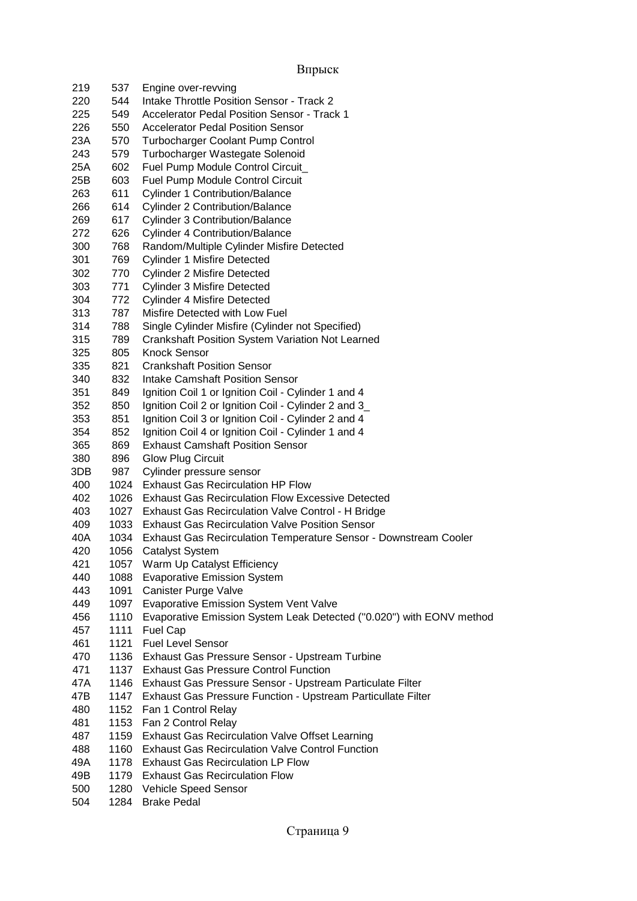| | | |
|---|---|---|
| 219 | 537 | Engine over-revving |
| 220 | 544 | Intake Throttle Position Sensor - Track 2 |
| 225 | 549 | Accelerator Pedal Position Sensor - Track 1 |
| 226 | 550 | Accelerator Pedal Position Sensor |
| 23A | 570 | Turbocharger Coolant Pump Control |
| 243 | 579 | Turbocharger Wastegate Solenoid |
| 25A | 602 | Fuel Pump Module Control Circuit_ |
| 25B | 603 | Fuel Pump Module Control Circuit |
| 263 | 611 | Cylinder 1 Contribution/Balance |
| 266 | 614 | Cylinder 2 Contribution/Balance |
| 269 | 617 | Cylinder 3 Contribution/Balance |
| 272 | 626 | Cylinder 4 Contribution/Balance |
| 300 | 768 | Random/Multiple Cylinder Misfire Detected |
| 301 | 769 | Cylinder 1 Misfire Detected |
| 302 | 770 | Cylinder 2 Misfire Detected |
| 303 | 771 | Cylinder 3 Misfire Detected |
| 304 | 772 | Cylinder 4 Misfire Detected |
| 313 | 787 | Misfire Detected with Low Fuel |
| 314 | 788 | Single Cylinder Misfire (Cylinder not Specified) |
| 315 | 789 | Crankshaft Position System Variation Not Learned |
| 325 | 805 | Knock Sensor |
| 335 | 821 | Crankshaft Position Sensor |
| 340 | 832 | Intake Camshaft Position Sensor |
| 351 | 849 | Ignition Coil 1 or Ignition Coil - Cylinder 1 and 4 |
| 352 | 850 | Ignition Coil 2 or Ignition Coil - Cylinder 2 and 3_ |
| 353 | 851 | Ignition Coil 3 or Ignition Coil - Cylinder 2 and 4 |
| 354 | 852 | Ignition Coil 4 or Ignition Coil - Cylinder 1 and 4 |
| 365 | 869 | Exhaust Camshaft Position Sensor |
| 380 | 896 | Glow Plug Circuit |
| 3DB | 987 | Cylinder pressure sensor |
| 400 | 1024 | Exhaust Gas Recirculation HP Flow |
| 402 | 1026 | Exhaust Gas Recirculation Flow Excessive Detected |
| 403 | 1027 | Exhaust Gas Recirculation Valve Control - H Bridge |
| 409 | 1033 | Exhaust Gas Recirculation Valve Position Sensor |
| 40A | 1034 | Exhaust Gas Recirculation Temperature Sensor - Downstream Cooler |
| 420 | 1056 | Catalyst System |
| 421 | 1057 | Warm Up Catalyst Efficiency |
| 440 | 1088 | Evaporative Emission System |
| 443 | 1091 | Canister Purge Valve |
| 449 | 1097 | Evaporative Emission System Vent Valve |
| 456 | 1110 | Evaporative Emission System Leak Detected ("0.020") with EONV method |
| 457 | 1111 | Fuel Cap |
| 461 | 1121 | Fuel Level Sensor |
| 470 | 1136 | Exhaust Gas Pressure Sensor - Upstream Turbine |
| 471 | 1137 | Exhaust Gas Pressure Control Function |
| 47A | 1146 | Exhaust Gas Pressure Sensor - Upstream Particulate Filter |
| 47B | 1147 | Exhaust Gas Pressure Function - Upstream Particullate Filter |
| 480 | 1152 | Fan 1 Control Relay |
| 481 | 1153 | Fan 2 Control Relay |
| 487 | 1159 | Exhaust Gas Recirculation Valve Offset Learning |
| 488 | 1160 | Exhaust Gas Recirculation Valve Control Function |
| 49A | 1178 | Exhaust Gas Recirculation LP Flow |
| 49B | 1179 | Exhaust Gas Recirculation Flow |
| 500 | 1280 | Vehicle Speed Sensor |
| 504 | 1284 | Brake Pedal |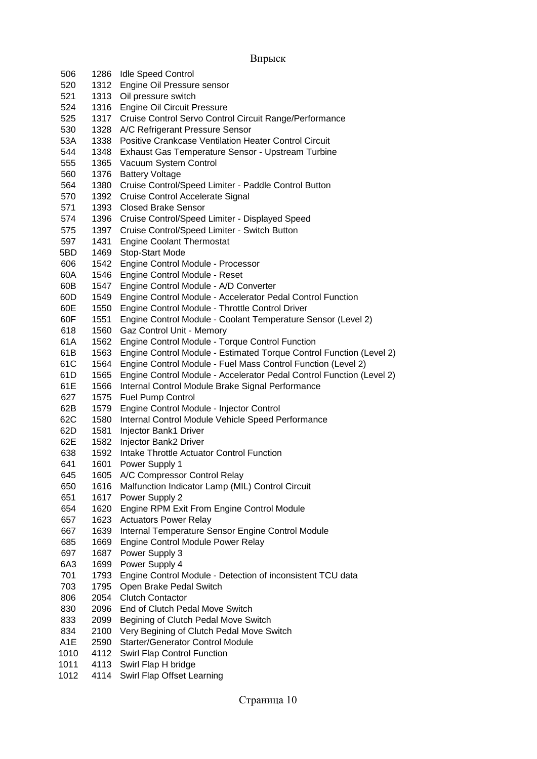| | | |
|---|---|---|
| 506 | 1286 | Idle Speed Control |
| 520 | 1312 | Engine Oil Pressure sensor |
| 521 | 1313 | Oil pressure switch |
| 524 | 1316 | Engine Oil Circuit Pressure |
| 525 | 1317 | Cruise Control Servo Control Circuit Range/Performance |
| 530 | 1328 | A/C Refrigerant Pressure Sensor |
| 53A | 1338 | Positive Crankcase Ventilation Heater Control Circuit |
| 544 | 1348 | Exhaust Gas Temperature Sensor - Upstream Turbine |
| 555 | 1365 | Vacuum System Control |
| 560 | 1376 | Battery Voltage |
| 564 | 1380 | Cruise Control/Speed Limiter - Paddle Control Button |
| 570 | 1392 | Cruise Control Accelerate Signal |
| 571 | 1393 | Closed Brake Sensor |
| 574 | 1396 | Cruise Control/Speed Limiter - Displayed Speed |
| 575 | 1397 | Cruise Control/Speed Limiter - Switch Button |
| 597 | 1431 | Engine Coolant Thermostat |
| 5BD | 1469 | Stop-Start Mode |
| 606 | 1542 | Engine Control Module - Processor |
| 60A | 1546 | Engine Control Module - Reset |
| 60B | 1547 | Engine Control Module - A/D Converter |
| 60D | 1549 | Engine Control Module - Accelerator Pedal Control Function |
| 60E | 1550 | Engine Control Module - Throttle Control Driver |
| 60F | 1551 | Engine Control Module - Coolant Temperature Sensor (Level 2) |
| 618 | 1560 | Gaz Control Unit - Memory |
| 61A | 1562 | Engine Control Module - Torque Control Function |
| 61B | 1563 | Engine Control Module - Estimated Torque Control Function (Level 2) |
| 61C | 1564 | Engine Control Module - Fuel Mass Control Function (Level 2) |
| 61D | 1565 | Engine Control Module - Accelerator Pedal Control Function (Level 2) |
| 61E | 1566 | Internal Control Module Brake Signal Performance |
| 627 | 1575 | Fuel Pump Control |
| 62B | 1579 | Engine Control Module - Injector Control |
| 62C | 1580 | Internal Control Module Vehicle Speed Performance |
| 62D | 1581 | Injector Bank1 Driver |
| 62E | 1582 | Injector Bank2 Driver |
| 638 | 1592 | Intake Throttle Actuator Control Function |
| 641 | 1601 | Power Supply 1 |
| 645 | 1605 | A/C Compressor Control Relay |
| 650 | 1616 | Malfunction Indicator Lamp (MIL) Control Circuit |
| 651 | 1617 | Power Supply 2 |
| 654 | 1620 | Engine RPM Exit From Engine Control Module |
| 657 | 1623 | Actuators Power Relay |
| 667 | 1639 | Internal Temperature Sensor Engine Control Module |
| 685 | 1669 | Engine Control Module Power Relay |
| 697 | 1687 | Power Supply 3 |
| 6A3 | 1699 | Power Supply 4 |
| 701 | 1793 | Engine Control Module - Detection of inconsistent TCU data |
| 703 | 1795 | Open Brake Pedal Switch |
| 806 | 2054 | Clutch Contactor |
| 830 | 2096 | End of Clutch Pedal Move Switch |
| 833 | 2099 | Begining of Clutch Pedal Move Switch |
| 834 | 2100 | Very Begining of Clutch Pedal Move Switch |
| A1E | 2590 | Starter/Generator Control Module |
| 1010 | 4112 | Swirl Flap Control Function |
| 1011 | 4113 | Swirl Flap H bridge |
| 1012 | 4114 | Swirl Flap Offset Learning |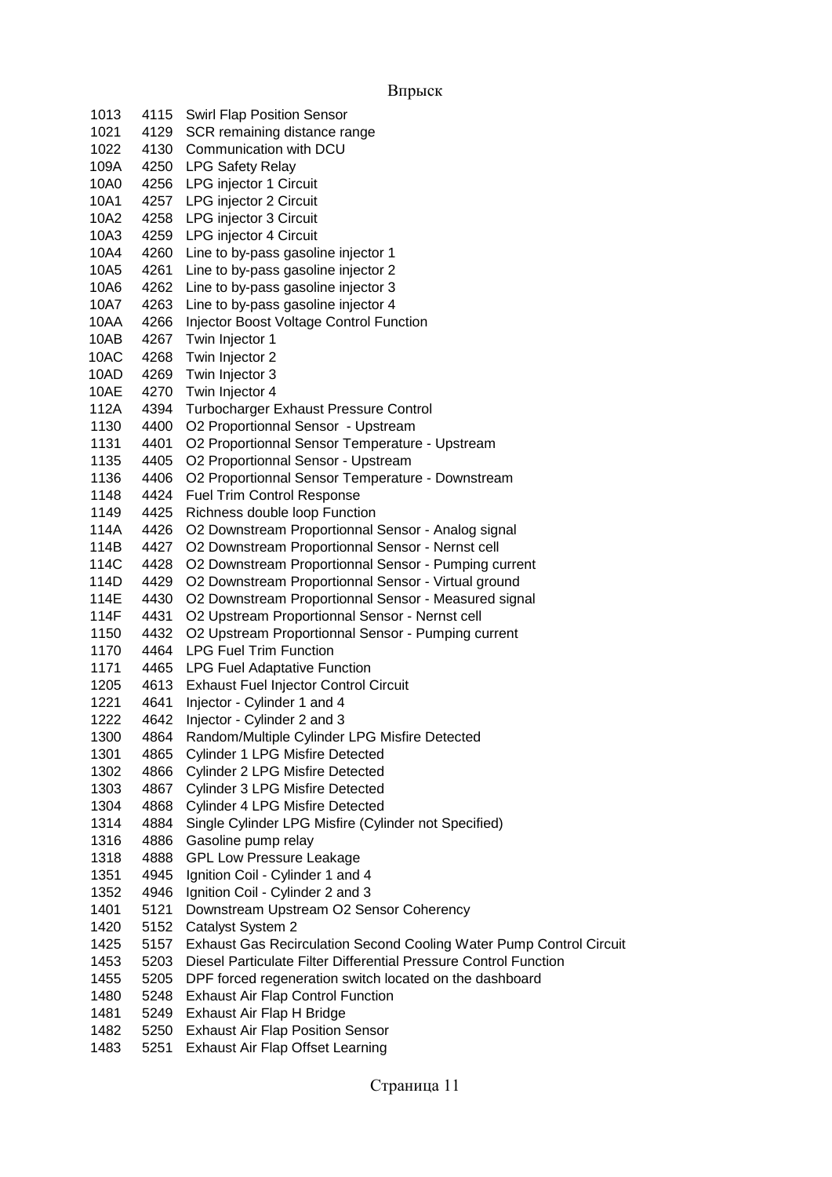Впрыск

| | | |
|---|---|---|
| 1013 | 4115 | Swirl Flap Position Sensor |
| 1021 | 4129 | SCR remaining distance range |
| 1022 | 4130 | Communication with DCU |
| 109A | 4250 | LPG Safety Relay |
| 10A0 | 4256 | LPG injector 1 Circuit |
| 10A1 | 4257 | LPG injector 2 Circuit |
| 10A2 | 4258 | LPG injector 3 Circuit |
| 10A3 | 4259 | LPG injector 4 Circuit |
| 10A4 | 4260 | Line to by-pass gasoline injector 1 |
| 10A5 | 4261 | Line to by-pass gasoline injector 2 |
| 10A6 | 4262 | Line to by-pass gasoline injector 3 |
| 10A7 | 4263 | Line to by-pass gasoline injector 4 |
| 10AA | 4266 | Injector Boost Voltage Control Function |
| 10AB | 4267 | Twin Injector 1 |
| 10AC | 4268 | Twin Injector 2 |
| 10AD | 4269 | Twin Injector 3 |
| 10AE | 4270 | Twin Injector 4 |
| 112A | 4394 | Turbocharger Exhaust Pressure Control |
| 1130 | 4400 | O2 Proportionnal Sensor - Upstream |
| 1131 | 4401 | O2 Proportionnal Sensor Temperature - Upstream |
| 1135 | 4405 | O2 Proportionnal Sensor - Upstream |
| 1136 | 4406 | O2 Proportionnal Sensor Temperature - Downstream |
| 1148 | 4424 | Fuel Trim Control Response |
| 1149 | 4425 | Richness double loop Function |
| 114A | 4426 | O2 Downstream Proportionnal Sensor - Analog signal |
| 114B | 4427 | O2 Downstream Proportionnal Sensor - Nernst cell |
| 114C | 4428 | O2 Downstream Proportionnal Sensor - Pumping current |
| 114D | 4429 | O2 Downstream Proportionnal Sensor - Virtual ground |
| 114E | 4430 | O2 Downstream Proportionnal Sensor - Measured signal |
| 114F | 4431 | O2 Upstream Proportionnal Sensor - Nernst cell |
| 1150 | 4432 | O2 Upstream Proportionnal Sensor - Pumping current |
| 1170 | 4464 | LPG Fuel Trim Function |
| 1171 | 4465 | LPG Fuel Adaptative Function |
| 1205 | 4613 | Exhaust Fuel Injector Control Circuit |
| 1221 | 4641 | Injector - Cylinder 1 and 4 |
| 1222 | 4642 | Injector - Cylinder 2 and 3 |
| 1300 | 4864 | Random/Multiple Cylinder LPG Misfire Detected |
| 1301 | 4865 | Cylinder 1 LPG Misfire Detected |
| 1302 | 4866 | Cylinder 2 LPG Misfire Detected |
| 1303 | 4867 | Cylinder 3 LPG Misfire Detected |
| 1304 | 4868 | Cylinder 4 LPG Misfire Detected |
| 1314 | 4884 | Single Cylinder LPG Misfire (Cylinder not Specified) |
| 1316 | 4886 | Gasoline pump relay |
| 1318 | 4888 | GPL Low Pressure Leakage |
| 1351 | 4945 | Ignition Coil - Cylinder 1 and 4 |
| 1352 | 4946 | Ignition Coil - Cylinder 2 and 3 |
| 1401 | 5121 | Downstream Upstream O2 Sensor Coherency |
| 1420 | 5152 | Catalyst System 2 |
| 1425 | 5157 | Exhaust Gas Recirculation Second Cooling Water Pump Control Circuit |
| 1453 | 5203 | Diesel Particulate Filter Differential Pressure Control Function |
| 1455 | 5205 | DPF forced regeneration switch located on the dashboard |
| 1480 | 5248 | Exhaust Air Flap Control Function |
| 1481 | 5249 | Exhaust Air Flap H Bridge |
| 1482 | 5250 | Exhaust Air Flap Position Sensor |
| 1483 | 5251 | Exhaust Air Flap Offset Learning |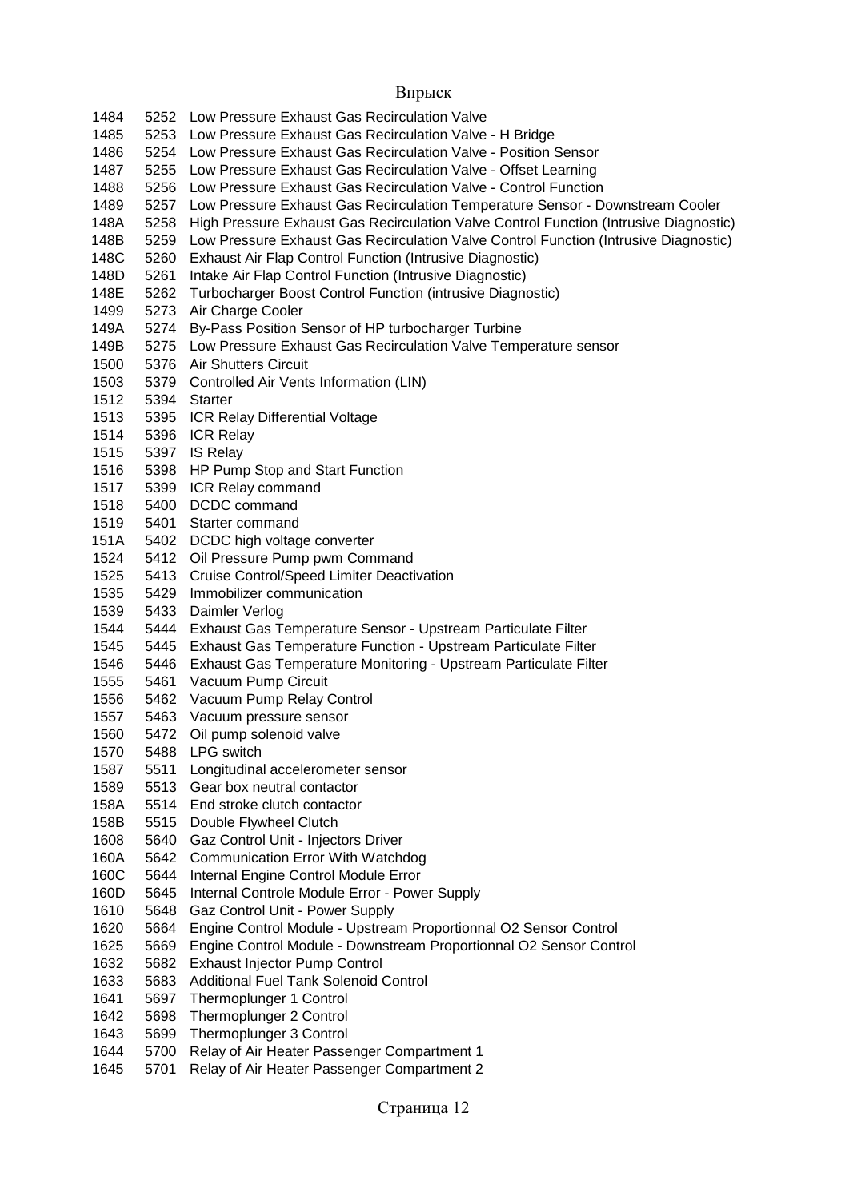| | | |
|---|---|---|
| 1484 | 5252 | Low Pressure Exhaust Gas Recirculation Valve |
| 1485 | 5253 | Low Pressure Exhaust Gas Recirculation Valve - H Bridge |
| 1486 | 5254 | Low Pressure Exhaust Gas Recirculation Valve - Position Sensor |
| 1487 | 5255 | Low Pressure Exhaust Gas Recirculation Valve - Offset Learning |
| 1488 | 5256 | Low Pressure Exhaust Gas Recirculation Valve - Control Function |
| 1489 | 5257 | Low Pressure Exhaust Gas Recirculation Temperature Sensor - Downstream Cooler |
| 148A | 5258 | High Pressure Exhaust Gas Recirculation Valve Control Function (Intrusive Diagnostic) |
| 148B | 5259 | Low Pressure Exhaust Gas Recirculation Valve Control Function (Intrusive Diagnostic) |
| 148C | 5260 | Exhaust Air Flap Control Function (Intrusive Diagnostic) |
| 148D | 5261 | Intake Air Flap Control Function (Intrusive Diagnostic) |
| 148E | 5262 | Turbocharger Boost Control Function (intrusive Diagnostic) |
| 1499 | 5273 | Air Charge Cooler |
| 149A | 5274 | By-Pass Position Sensor of HP turbocharger Turbine |
| 149B | 5275 | Low Pressure Exhaust Gas Recirculation Valve Temperature sensor |
| 1500 | 5376 | Air Shutters Circuit |
| 1503 | 5379 | Controlled Air Vents Information (LIN) |
| 1512 | 5394 | Starter |
| 1513 | 5395 | ICR Relay Differential Voltage |
| 1514 | 5396 | ICR Relay |
| 1515 | 5397 | IS Relay |
| 1516 | 5398 | HP Pump Stop and Start Function |
| 1517 | 5399 | ICR Relay command |
| 1518 | 5400 | DCDC command |
| 1519 | 5401 | Starter command |
| 151A | 5402 | DCDC high voltage converter |
| 1524 | 5412 | Oil Pressure Pump pwm Command |
| 1525 | 5413 | Cruise Control/Speed Limiter Deactivation |
| 1535 | 5429 | Immobilizer communication |
| 1539 | 5433 | Daimler Verlog |
| 1544 | 5444 | Exhaust Gas Temperature Sensor - Upstream Particulate Filter |
| 1545 | 5445 | Exhaust Gas Temperature Function - Upstream Particulate Filter |
| 1546 | 5446 | Exhaust Gas Temperature Monitoring - Upstream Particulate Filter |
| 1555 | 5461 | Vacuum Pump Circuit |
| 1556 | 5462 | Vacuum Pump Relay Control |
| 1557 | 5463 | Vacuum pressure sensor |
| 1560 | 5472 | Oil pump solenoid valve |
| 1570 | 5488 | LPG switch |
| 1587 | 5511 | Longitudinal accelerometer sensor |
| 1589 | 5513 | Gear box neutral contactor |
| 158A | 5514 | End stroke clutch contactor |
| 158B | 5515 | Double Flywheel Clutch |
| 1608 | 5640 | Gaz Control Unit - Injectors Driver |
| 160A | 5642 | Communication Error With Watchdog |
| 160C | 5644 | Internal Engine Control Module Error |
| 160D | 5645 | Internal Controle Module Error - Power Supply |
| 1610 | 5648 | Gaz Control Unit - Power Supply |
| 1620 | 5664 | Engine Control Module - Upstream Proportionnal O2 Sensor Control |
| 1625 | 5669 | Engine Control Module - Downstream Proportionnal O2 Sensor Control |
| 1632 | 5682 | Exhaust Injector Pump Control |
| 1633 | 5683 | Additional Fuel Tank Solenoid Control |
| 1641 | 5697 | Thermoplunger 1 Control |
| 1642 | 5698 | Thermoplunger 2 Control |
| 1643 | 5699 | Thermoplunger 3 Control |
| 1644 | 5700 | Relay of Air Heater Passenger Compartment 1 |
| 1645 | 5701 | Relay of Air Heater Passenger Compartment 2 |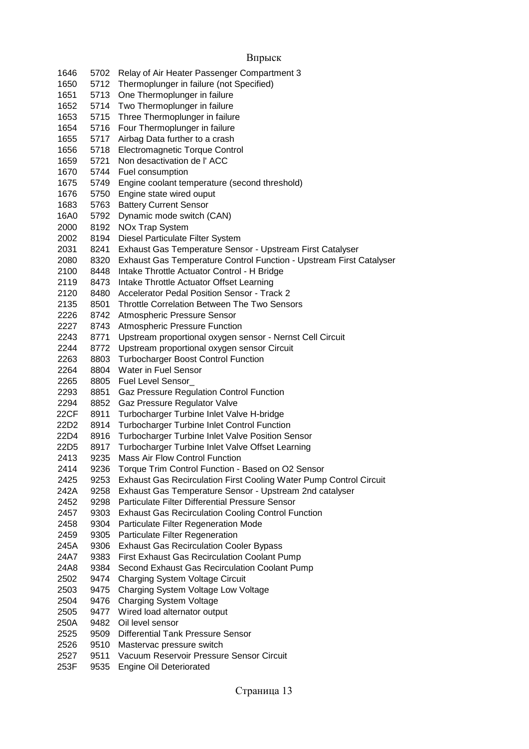| | | |
|---|---|---|
| 1646 | 5702 | Relay of Air Heater Passenger Compartment 3 |
| 1650 | 5712 | Thermoplunger in failure (not Specified) |
| 1651 | 5713 | One Thermoplunger in failure |
| 1652 | 5714 | Two Thermoplunger in failure |
| 1653 | 5715 | Three Thermoplunger in failure |
| 1654 | 5716 | Four Thermoplunger in failure |
| 1655 | 5717 | Airbag Data further to a crash |
| 1656 | 5718 | Electromagnetic Torque Control |
| 1659 | 5721 | Non desactivation de l' ACC |
| 1670 | 5744 | Fuel consumption |
| 1675 | 5749 | Engine coolant temperature (second threshold) |
| 1676 | 5750 | Engine state wired ouput |
| 1683 | 5763 | Battery Current Sensor |
| 16A0 | 5792 | Dynamic mode switch (CAN) |
| 2000 | 8192 | NOx Trap System |
| 2002 | 8194 | Diesel Particulate Filter System |
| 2031 | 8241 | Exhaust Gas Temperature Sensor - Upstream First Catalyser |
| 2080 | 8320 | Exhaust Gas Temperature Control Function - Upstream First Catalyser |
| 2100 | 8448 | Intake Throttle Actuator Control - H Bridge |
| 2119 | 8473 | Intake Throttle Actuator Offset Learning |
| 2120 | 8480 | Accelerator Pedal Position Sensor - Track 2 |
| 2135 | 8501 | Throttle Correlation Between The Two Sensors |
| 2226 | 8742 | Atmospheric Pressure Sensor |
| 2227 | 8743 | Atmospheric Pressure Function |
| 2243 | 8771 | Upstream proportional oxygen sensor - Nernst Cell Circuit |
| 2244 | 8772 | Upstream proportional oxygen sensor Circuit |
| 2263 | 8803 | Turbocharger Boost Control Function |
| 2264 | 8804 | Water in Fuel Sensor |
| 2265 | 8805 | Fuel Level Sensor_ |
| 2293 | 8851 | Gaz Pressure Regulation Control Function |
| 2294 | 8852 | Gaz Pressure Regulator Valve |
| 22CF | 8911 | Turbocharger Turbine Inlet Valve H-bridge |
| 22D2 | 8914 | Turbocharger Turbine Inlet Control Function |
| 22D4 | 8916 | Turbocharger Turbine Inlet Valve Position Sensor |
| 22D5 | 8917 | Turbocharger Turbine Inlet Valve Offset Learning |
| 2413 | 9235 | Mass Air Flow Control Function |
| 2414 | 9236 | Torque Trim Control Function - Based on O2 Sensor |
| 2425 | 9253 | Exhaust Gas Recirculation First Cooling Water Pump Control Circuit |
| 242A | 9258 | Exhaust Gas Temperature Sensor - Upstream 2nd catalyser |
| 2452 | 9298 | Particulate Filter Differential Pressure Sensor |
| 2457 | 9303 | Exhaust Gas Recirculation Cooling Control Function |
| 2458 | 9304 | Particulate Filter Regeneration Mode |
| 2459 | 9305 | Particulate Filter Regeneration |
| 245A | 9306 | Exhaust Gas Recirculation Cooler Bypass |
| 24A7 | 9383 | First Exhaust Gas Recirculation Coolant Pump |
| 24A8 | 9384 | Second Exhaust Gas Recirculation Coolant Pump |
| 2502 | 9474 | Charging System Voltage Circuit |
| 2503 | 9475 | Charging System Voltage Low Voltage |
| 2504 | 9476 | Charging System Voltage |
| 2505 | 9477 | Wired load alternator output |
| 250A | 9482 | Oil level sensor |
| 2525 | 9509 | Differential Tank Pressure Sensor |
| 2526 | 9510 | Mastervac pressure switch |
| 2527 | 9511 | Vacuum Reservoir Pressure Sensor Circuit |
| 253F | 9535 | Engine Oil Deteriorated |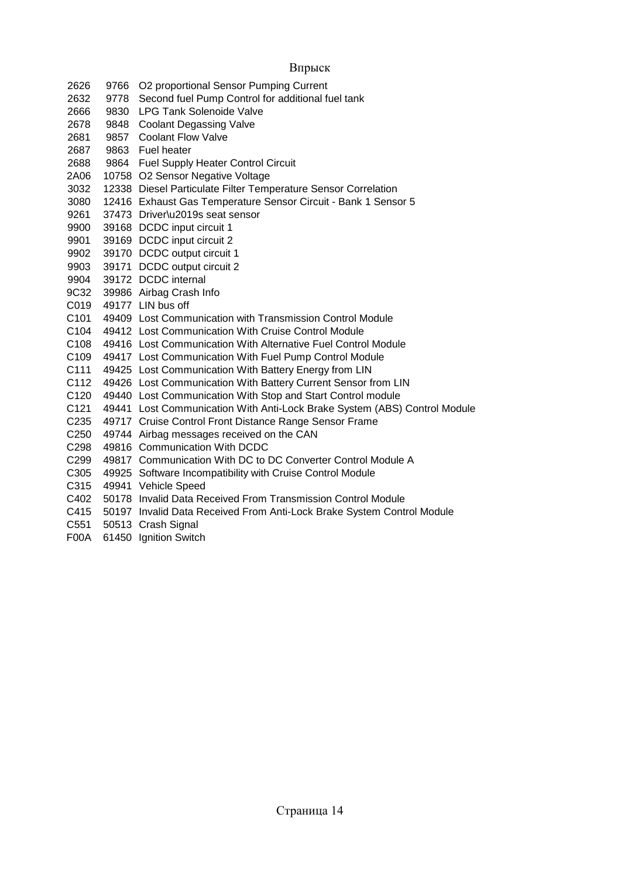Впрыск

| | | |
|---|---|---|
| 2626 | 9766 | O2 proportional Sensor Pumping Current |
| 2632 | 9778 | Second fuel Pump Control for additional fuel tank |
| 2666 | 9830 | LPG Tank Solenoide Valve |
| 2678 | 9848 | Coolant Degassing Valve |
| 2681 | 9857 | Coolant Flow Valve |
| 2687 | 9863 | Fuel heater |
| 2688 | 9864 | Fuel Supply Heater Control Circuit |
| 2A06 | 10758 | O2 Sensor Negative Voltage |
| 3032 | 12338 | Diesel Particulate Filter Temperature Sensor Correlation |
| 3080 | 12416 | Exhaust Gas Temperature Sensor Circuit - Bank 1 Sensor 5 |
| 9261 | 37473 | Driver\u2019s seat sensor |
| 9900 | 39168 | DCDC input circuit 1 |
| 9901 | 39169 | DCDC input circuit 2 |
| 9902 | 39170 | DCDC output circuit 1 |
| 9903 | 39171 | DCDC output circuit 2 |
| 9904 | 39172 | DCDC internal |
| 9C32 | 39986 | Airbag Crash Info |
| C019 | 49177 | LIN bus off |
| C101 | 49409 | Lost Communication with Transmission Control Module |
| C104 | 49412 | Lost Communication With Cruise Control Module |
| C108 | 49416 | Lost Communication With Alternative Fuel Control Module |
| C109 | 49417 | Lost Communication With Fuel Pump Control Module |
| C111 | 49425 | Lost Communication With Battery Energy from LIN |
| C112 | 49426 | Lost Communication With Battery Current Sensor from LIN |
| C120 | 49440 | Lost Communication With Stop and Start Control module |
| C121 | 49441 | Lost Communication With Anti-Lock Brake System (ABS) Control Module |
| C235 | 49717 | Cruise Control Front Distance Range Sensor Frame |
| C250 | 49744 | Airbag messages received on the CAN |
| C298 | 49816 | Communication With DCDC |
| C299 | 49817 | Communication With DC to DC Converter Control Module A |
| C305 | 49925 | Software Incompatibility with Cruise Control Module |
| C315 | 49941 | Vehicle Speed |
| C402 | 50178 | Invalid Data Received From Transmission Control Module |
| C415 | 50197 | Invalid Data Received From Anti-Lock Brake System Control Module |
| C551 | 50513 | Crash Signal |
| F00A | 61450 | Ignition Switch |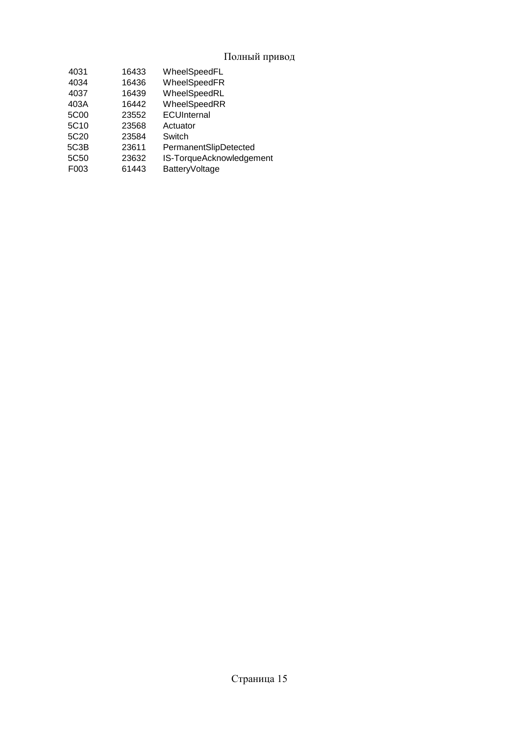# Полный привод

| | | |
|---|---|---|
| 4031 | 16433 | WheelSpeedFL |
| 4034 | 16436 | WheelSpeedFR |
| 4037 | 16439 | WheelSpeedRL |
| 403A | 16442 | WheelSpeedRR |
| 5C00 | 23552 | ECUInternal |
| 5C10 | 23568 | Actuator |
| 5C20 | 23584 | Switch |
| 5C3B | 23611 | PermanentSlipDetected |
| 5C50 | 23632 | IS-TorqueAcknowledgement |
| F003 | 61443 | BatteryVoltage |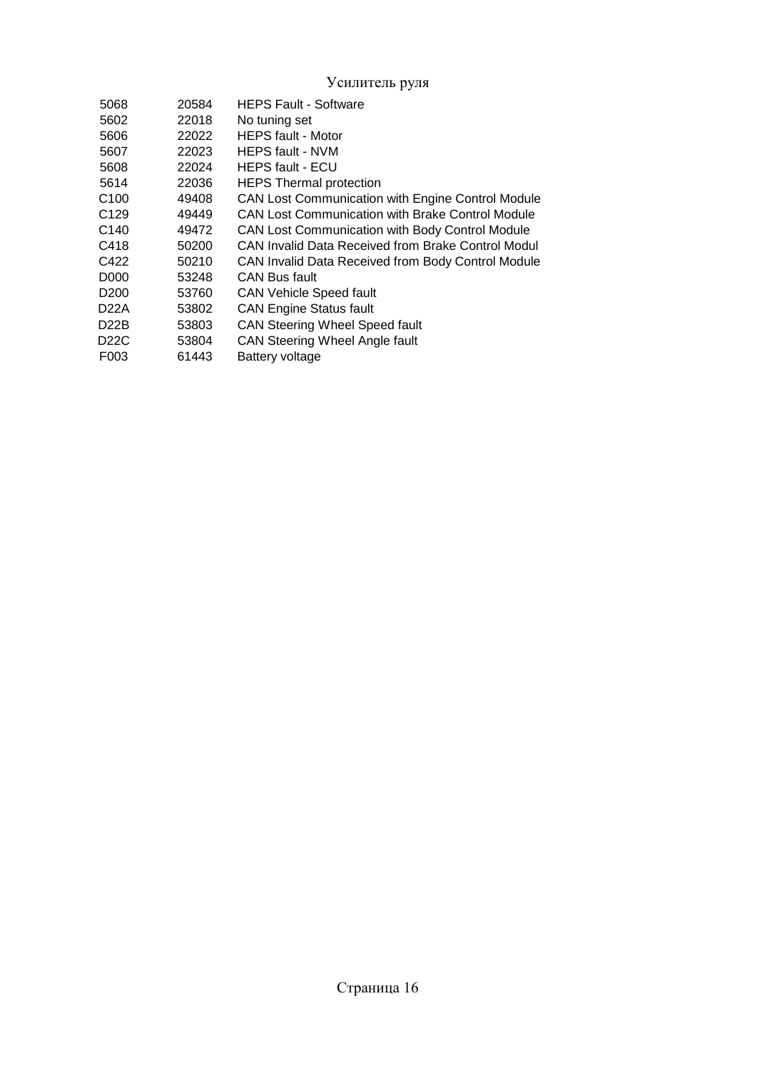# Усилитель руля

| | | |
|---|---|---|
| 5068 | 20584 | HEPS Fault - Software |
| 5602 | 22018 | No tuning set |
| 5606 | 22022 | HEPS fault - Motor |
| 5607 | 22023 | HEPS fault - NVM |
| 5608 | 22024 | HEPS fault - ECU |
| 5614 | 22036 | HEPS Thermal protection |
| C100 | 49408 | CAN Lost Communication with Engine Control Module |
| C129 | 49449 | CAN Lost Communication with Brake Control Module |
| C140 | 49472 | CAN Lost Communication with Body Control Module |
| C418 | 50200 | CAN Invalid Data Received from Brake Control Modul |
| C422 | 50210 | CAN Invalid Data Received from Body Control Module |
| D000 | 53248 | CAN Bus fault |
| D200 | 53760 | CAN Vehicle Speed fault |
| D22A | 53802 | CAN Engine Status fault |
| D22B | 53803 | CAN Steering Wheel Speed fault |
| D22C | 53804 | CAN Steering Wheel Angle fault |
| F003 | 61443 | Battery voltage |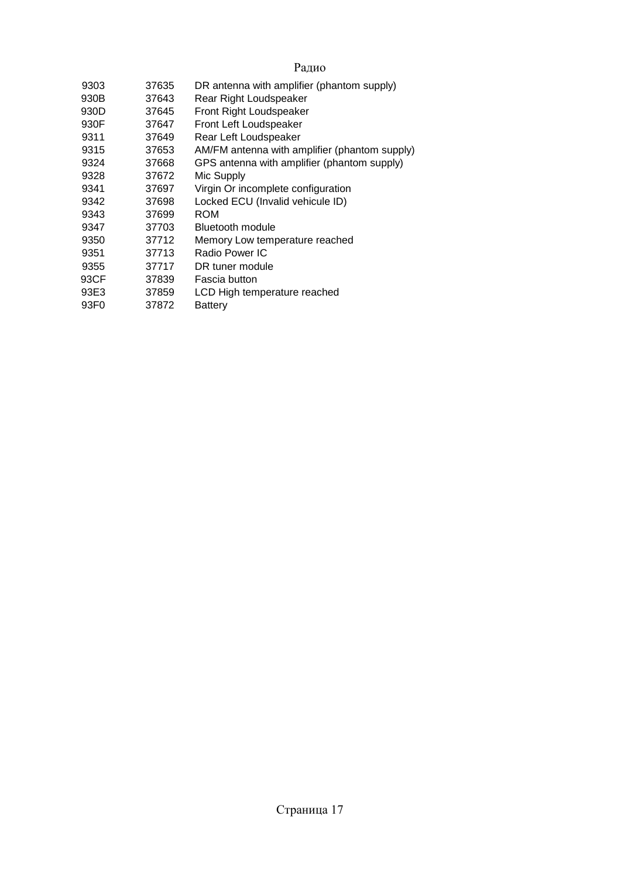# Радио

| | | |
|---|---|---|
| 9303 | 37635 | DR antenna with amplifier (phantom supply) |
| 930B | 37643 | Rear Right Loudspeaker |
| 930D | 37645 | Front Right Loudspeaker |
| 930F | 37647 | Front Left Loudspeaker |
| 9311 | 37649 | Rear Left Loudspeaker |
| 9315 | 37653 | AM/FM antenna with amplifier (phantom supply) |
| 9324 | 37668 | GPS antenna with amplifier (phantom supply) |
| 9328 | 37672 | Mic Supply |
| 9341 | 37697 | Virgin Or incomplete configuration |
| 9342 | 37698 | Locked ECU (Invalid vehicule ID) |
| 9343 | 37699 | ROM |
| 9347 | 37703 | Bluetooth module |
| 9350 | 37712 | Memory Low temperature reached |
| 9351 | 37713 | Radio Power IC |
| 9355 | 37717 | DR tuner module |
| 93CF | 37839 | Fascia button |
| 93E3 | 37859 | LCD High temperature reached |
| 93F0 | 37872 | Battery |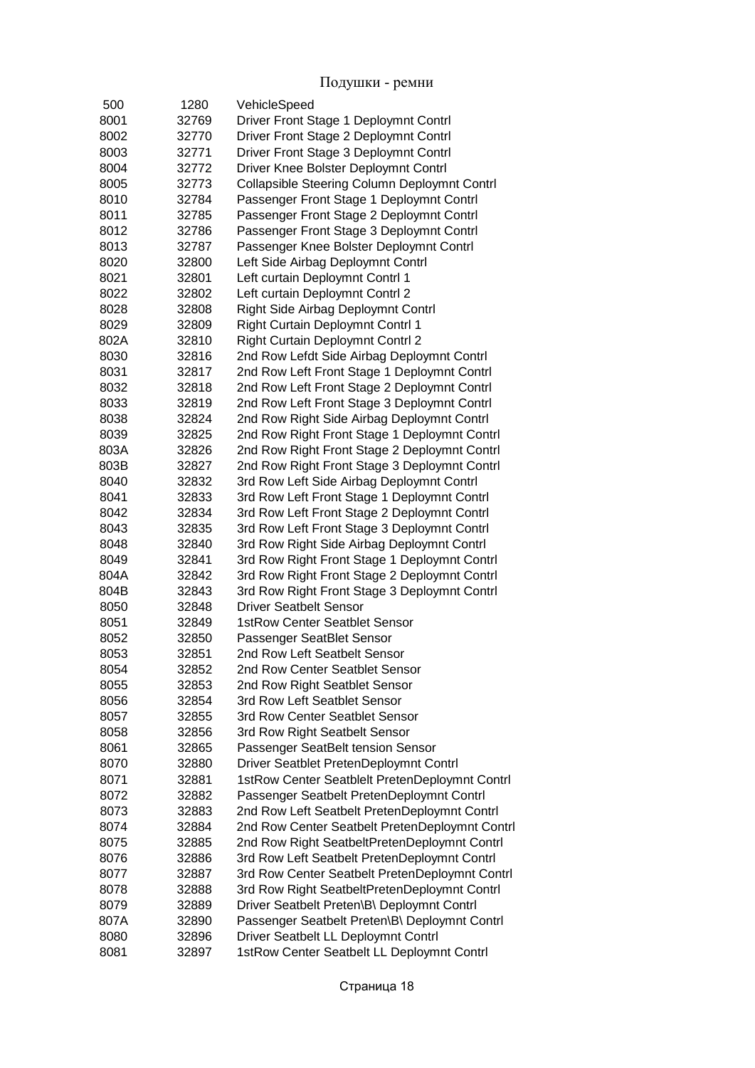Подушки - ремни

| | | |
|---|---|---|
| 500 | 1280 | VehicleSpeed |
| 8001 | 32769 | Driver Front Stage 1 Deploymnt Contrl |
| 8002 | 32770 | Driver Front Stage 2 Deploymnt Contrl |
| 8003 | 32771 | Driver Front Stage 3 Deploymnt Contrl |
| 8004 | 32772 | Driver Knee Bolster Deploymnt Contrl |
| 8005 | 32773 | Collapsible Steering Column Deploymnt Contrl |
| 8010 | 32784 | Passenger Front Stage 1 Deploymnt Contrl |
| 8011 | 32785 | Passenger Front Stage 2 Deploymnt Contrl |
| 8012 | 32786 | Passenger Front Stage 3 Deploymnt Contrl |
| 8013 | 32787 | Passenger Knee Bolster Deploymnt Contrl |
| 8020 | 32800 | Left Side Airbag Deploymnt Contrl |
| 8021 | 32801 | Left curtain Deploymnt Contrl 1 |
| 8022 | 32802 | Left curtain Deploymnt Contrl 2 |
| 8028 | 32808 | Right Side Airbag Deploymnt Contrl |
| 8029 | 32809 | Right Curtain Deploymnt Contrl 1 |
| 802A | 32810 | Right Curtain Deploymnt Contrl 2 |
| 8030 | 32816 | 2nd Row Lefdt Side Airbag Deploymnt Contrl |
| 8031 | 32817 | 2nd Row Left Front Stage 1 Deploymnt Contrl |
| 8032 | 32818 | 2nd Row Left Front Stage 2 Deploymnt Contrl |
| 8033 | 32819 | 2nd Row Left Front Stage 3 Deploymnt Contrl |
| 8038 | 32824 | 2nd Row Right Side Airbag Deploymnt Contrl |
| 8039 | 32825 | 2nd Row Right Front Stage 1 Deploymnt Contrl |
| 803A | 32826 | 2nd Row Right Front Stage 2 Deploymnt Contrl |
| 803B | 32827 | 2nd Row Right Front Stage 3 Deploymnt Contrl |
| 8040 | 32832 | 3rd Row Left Side Airbag Deploymnt Contrl |
| 8041 | 32833 | 3rd Row Left Front Stage 1 Deploymnt Contrl |
| 8042 | 32834 | 3rd Row Left Front Stage 2 Deploymnt Contrl |
| 8043 | 32835 | 3rd Row Left Front Stage 3 Deploymnt Contrl |
| 8048 | 32840 | 3rd Row Right Side Airbag Deploymnt Contrl |
| 8049 | 32841 | 3rd Row Right Front Stage 1 Deploymnt Contrl |
| 804A | 32842 | 3rd Row Right Front Stage 2 Deploymnt Contrl |
| 804B | 32843 | 3rd Row Right Front Stage 3 Deploymnt Contrl |
| 8050 | 32848 | Driver Seatbelt Sensor |
| 8051 | 32849 | 1stRow Center Seatblet Sensor |
| 8052 | 32850 | Passenger SeatBlet Sensor |
| 8053 | 32851 | 2nd Row Left Seatbelt Sensor |
| 8054 | 32852 | 2nd Row Center Seatblet Sensor |
| 8055 | 32853 | 2nd Row Right Seatblet Sensor |
| 8056 | 32854 | 3rd Row Left Seatblet Sensor |
| 8057 | 32855 | 3rd Row Center Seatblet Sensor |
| 8058 | 32856 | 3rd Row Right Seatbelt Sensor |
| 8061 | 32865 | Passenger SeatBelt tension Sensor |
| 8070 | 32880 | Driver Seatblet PretenDeploymnt Contrl |
| 8071 | 32881 | 1stRow Center Seatblelt PretenDeploymnt Contrl |
| 8072 | 32882 | Passenger Seatbelt PretenDeploymnt Contrl |
| 8073 | 32883 | 2nd Row Left Seatbelt PretenDeploymnt Contrl |
| 8074 | 32884 | 2nd Row Center Seatbelt PretenDeploymnt Contrl |
| 8075 | 32885 | 2nd Row Right SeatbeltPretenDeploymnt Contrl |
| 8076 | 32886 | 3rd Row Left Seatbelt PretenDeploymnt Contrl |
| 8077 | 32887 | 3rd Row Center Seatbelt PretenDeploymnt Contrl |
| 8078 | 32888 | 3rd Row Right SeatbeltPretenDeploymnt Contrl |
| 8079 | 32889 | Driver Seatblet Preten\B\ Deploymnt Contrl |
| 807A | 32890 | Passenger Seatbelt Preten\B\ Deploymnt Contrl |
| 8080 | 32896 | Driver Seatbelt LL Deploymnt Contrl |
| 8081 | 32897 | 1stRow Center Seatbelt LL Deploymnt Contrl |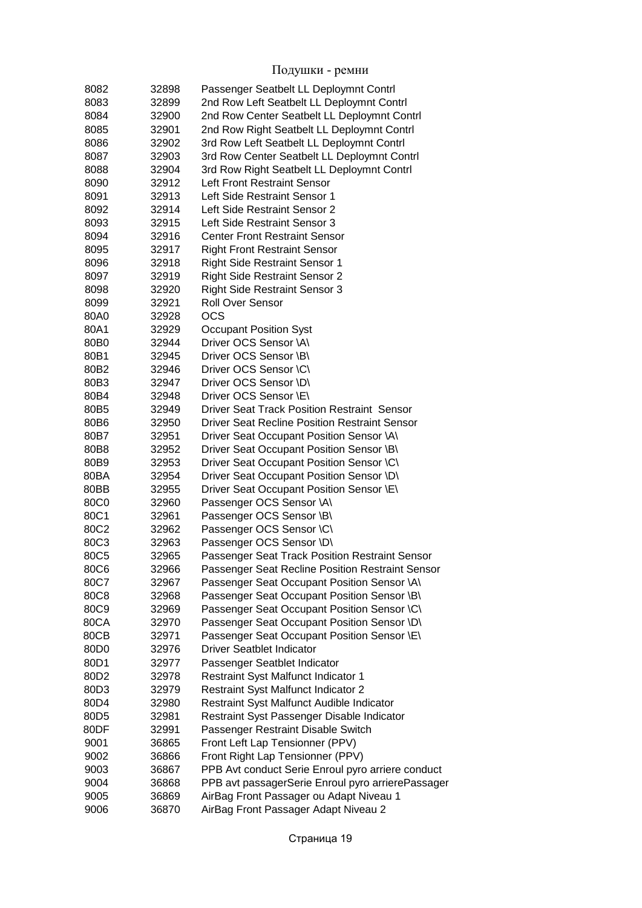# Подушки - ремни

| | | |
|---|---|---|
| 8082 | 32898 | Passenger Seatbelt LL Deploymnt Contrl |
| 8083 | 32899 | 2nd Row Left Seatbelt LL Deploymnt Contrl |
| 8084 | 32900 | 2nd Row Center Seatbelt LL Deploymnt Contrl |
| 8085 | 32901 | 2nd Row Right Seatbelt LL Deploymnt Contrl |
| 8086 | 32902 | 3rd Row Left Seatbelt LL Deploymnt Contrl |
| 8087 | 32903 | 3rd Row Center Seatbelt LL Deploymnt Contrl |
| 8088 | 32904 | 3rd Row Right Seatbelt LL Deploymnt Contrl |
| 8090 | 32912 | Left Front Restraint Sensor |
| 8091 | 32913 | Left Side Restraint Sensor 1 |
| 8092 | 32914 | Left Side Restraint Sensor 2 |
| 8093 | 32915 | Left Side Restraint Sensor 3 |
| 8094 | 32916 | Center Front Restraint Sensor |
| 8095 | 32917 | Right Front Restraint Sensor |
| 8096 | 32918 | Right Side Restraint Sensor 1 |
| 8097 | 32919 | Right Side Restraint Sensor 2 |
| 8098 | 32920 | Right Side Restraint Sensor 3 |
| 8099 | 32921 | Roll Over Sensor |
| 80A0 | 32928 | OCS |
| 80A1 | 32929 | Occupant Position Syst |
| 80B0 | 32944 | Driver OCS Sensor \A\ |
| 80B1 | 32945 | Driver OCS Sensor \B\ |
| 80B2 | 32946 | Driver OCS Sensor \C\ |
| 80B3 | 32947 | Driver OCS Sensor \D\ |
| 80B4 | 32948 | Driver OCS Sensor \E\ |
| 80B5 | 32949 | Driver Seat Track Position Restraint Sensor |
| 80B6 | 32950 | Driver Seat Recline Position Restraint Sensor |
| 80B7 | 32951 | Driver Seat Occupant Position Sensor \A\ |
| 80B8 | 32952 | Driver Seat Occupant Position Sensor \B\ |
| 80B9 | 32953 | Driver Seat Occupant Position Sensor \C\ |
| 80BA | 32954 | Driver Seat Occupant Position Sensor \D\ |
| 80BB | 32955 | Driver Seat Occupant Position Sensor \E\ |
| 80C0 | 32960 | Passenger OCS Sensor \A\ |
| 80C1 | 32961 | Passenger OCS Sensor \B\ |
| 80C2 | 32962 | Passenger OCS Sensor \C\ |
| 80C3 | 32963 | Passenger OCS Sensor \D\ |
| 80C5 | 32965 | Passenger Seat Track Position Restraint Sensor |
| 80C6 | 32966 | Passenger Seat Recline Position Restraint Sensor |
| 80C7 | 32967 | Passenger Seat Occupant Position Sensor \A\ |
| 80C8 | 32968 | Passenger Seat Occupant Position Sensor \B\ |
| 80C9 | 32969 | Passenger Seat Occupant Position Sensor \C\ |
| 80CA | 32970 | Passenger Seat Occupant Position Sensor \D\ |
| 80CB | 32971 | Passenger Seat Occupant Position Sensor \E\ |
| 80D0 | 32976 | Driver Seatblet Indicator |
| 80D1 | 32977 | Passenger Seatblet Indicator |
| 80D2 | 32978 | Restraint Syst Malfunct Indicator 1 |
| 80D3 | 32979 | Restraint Syst Malfunct Indicator 2 |
| 80D4 | 32980 | Restraint Syst Malfunct Audible Indicator |
| 80D5 | 32981 | Restraint Syst Passenger Disable Indicator |
| 80DF | 32991 | Passenger Restraint Disable Switch |
| 9001 | 36865 | Front Left Lap Tensionner (PPV) |
| 9002 | 36866 | Front Right Lap Tensionner (PPV) |
| 9003 | 36867 | PPB Avt conduct Serie Enroul pyro arriere conduct |
| 9004 | 36868 | PPB avt passagerSerie Enroul pyro arrierePassager |
| 9005 | 36869 | AirBag Front Passager ou Adapt Niveau 1 |
| 9006 | 36870 | AirBag Front Passager Adapt Niveau 2 |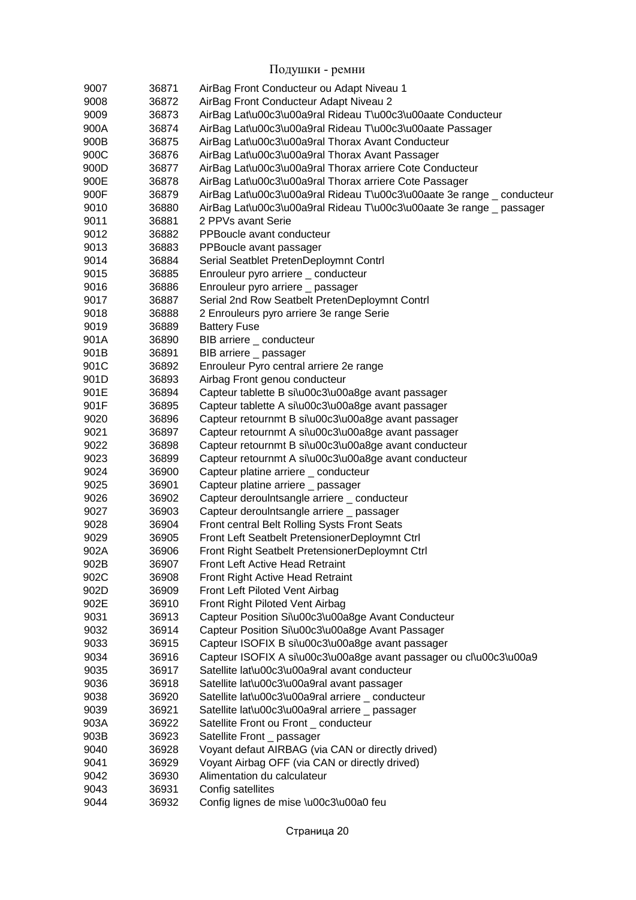Подушки - ремни

| | | |
|---|---|---|
| 9007 | 36871 | AirBag Front Conducteur ou Adapt Niveau 1 |
| 9008 | 36872 | AirBag Front Conducteur Adapt Niveau 2 |
| 9009 | 36873 | AirBag Lat\u00c3\u00a9ral Rideau T\u00c3\u00aate Conducteur |
| 900A | 36874 | AirBag Lat\u00c3\u00a9ral Rideau T\u00c3\u00aate Passager |
| 900B | 36875 | AirBag Lat\u00c3\u00a9ral Thorax Avant Conducteur |
| 900C | 36876 | AirBag Lat\u00c3\u00a9ral Thorax Avant Passager |
| 900D | 36877 | AirBag Lat\u00c3\u00a9ral Thorax arriere Cote Conducteur |
| 900E | 36878 | AirBag Lat\u00c3\u00a9ral Thorax arriere Cote Passager |
| 900F | 36879 | AirBag Lat\u00c3\u00a9ral Rideau T\u00c3\u00aate 3e range _ conducteur |
| 9010 | 36880 | AirBag Lat\u00c3\u00a9ral Rideau T\u00c3\u00aate 3e range _ passager |
| 9011 | 36881 | 2 PPVs avant Serie |
| 9012 | 36882 | PPBoucle avant conducteur |
| 9013 | 36883 | PPBoucle avant passager |
| 9014 | 36884 | Serial Seatblet PretenDeploymnt Contrl |
| 9015 | 36885 | Enrouleur pyro arriere _ conducteur |
| 9016 | 36886 | Enrouleur pyro arriere _ passager |
| 9017 | 36887 | Serial 2nd Row Seatbelt PretenDeploymnt Contrl |
| 9018 | 36888 | 2 Enrouleurs pyro arriere 3e range Serie |
| 9019 | 36889 | Battery Fuse |
| 901A | 36890 | BIB arriere _ conducteur |
| 901B | 36891 | BIB arriere _ passager |
| 901C | 36892 | Enrouleur Pyro central arriere 2e range |
| 901D | 36893 | Airbag Front genou conducteur |
| 901E | 36894 | Capteur tablette B si\u00c3\u00a8ge avant passager |
| 901F | 36895 | Capteur tablette A si\u00c3\u00a8ge avant passager |
| 9020 | 36896 | Capteur retournmt B si\u00c3\u00a8ge avant passager |
| 9021 | 36897 | Capteur retournmt A si\u00c3\u00a8ge avant passager |
| 9022 | 36898 | Capteur retournmt B si\u00c3\u00a8ge avant conducteur |
| 9023 | 36899 | Capteur retournmt A si\u00c3\u00a8ge avant conducteur |
| 9024 | 36900 | Capteur platine arriere _ conducteur |
| 9025 | 36901 | Capteur platine arriere _ passager |
| 9026 | 36902 | Capteur deroulntsangle arriere _ conducteur |
| 9027 | 36903 | Capteur deroulntsangle arriere _ passager |
| 9028 | 36904 | Front central Belt Rolling Systs Front Seats |
| 9029 | 36905 | Front Left Seatbelt PretensionerDeploymnt Ctrl |
| 902A | 36906 | Front Right Seatbelt PretensionerDeploymnt Ctrl |
| 902B | 36907 | Front Left Active Head Retraint |
| 902C | 36908 | Front Right Active Head Retraint |
| 902D | 36909 | Front Left Piloted Vent Airbag |
| 902E | 36910 | Front Right Piloted Vent Airbag |
| 9031 | 36913 | Capteur Position Si\u00c3\u00a8ge Avant Conducteur |
| 9032 | 36914 | Capteur Position Si\u00c3\u00a8ge Avant Passager |
| 9033 | 36915 | Capteur ISOFIX B si\u00c3\u00a8ge avant passager |
| 9034 | 36916 | Capteur ISOFIX A si\u00c3\u00a8ge avant passager ou cl\u00c3\u00a9 |
| 9035 | 36917 | Satellite lat\u00c3\u00a9ral avant conducteur |
| 9036 | 36918 | Satellite lat\u00c3\u00a9ral avant passager |
| 9038 | 36920 | Satellite lat\u00c3\u00a9ral arriere _ conducteur |
| 9039 | 36921 | Satellite lat\u00c3\u00a9ral arriere _ passager |
| 903A | 36922 | Satellite Front ou Front _ conducteur |
| 903B | 36923 | Satellite Front _ passager |
| 9040 | 36928 | Voyant defaut AIRBAG (via CAN or directly drived) |
| 9041 | 36929 | Voyant Airbag OFF (via CAN or directly drived) |
| 9042 | 36930 | Alimentation du calculateur |
| 9043 | 36931 | Config satellites |
| 9044 | 36932 | Config lignes de mise \u00c3\u00a0 feu |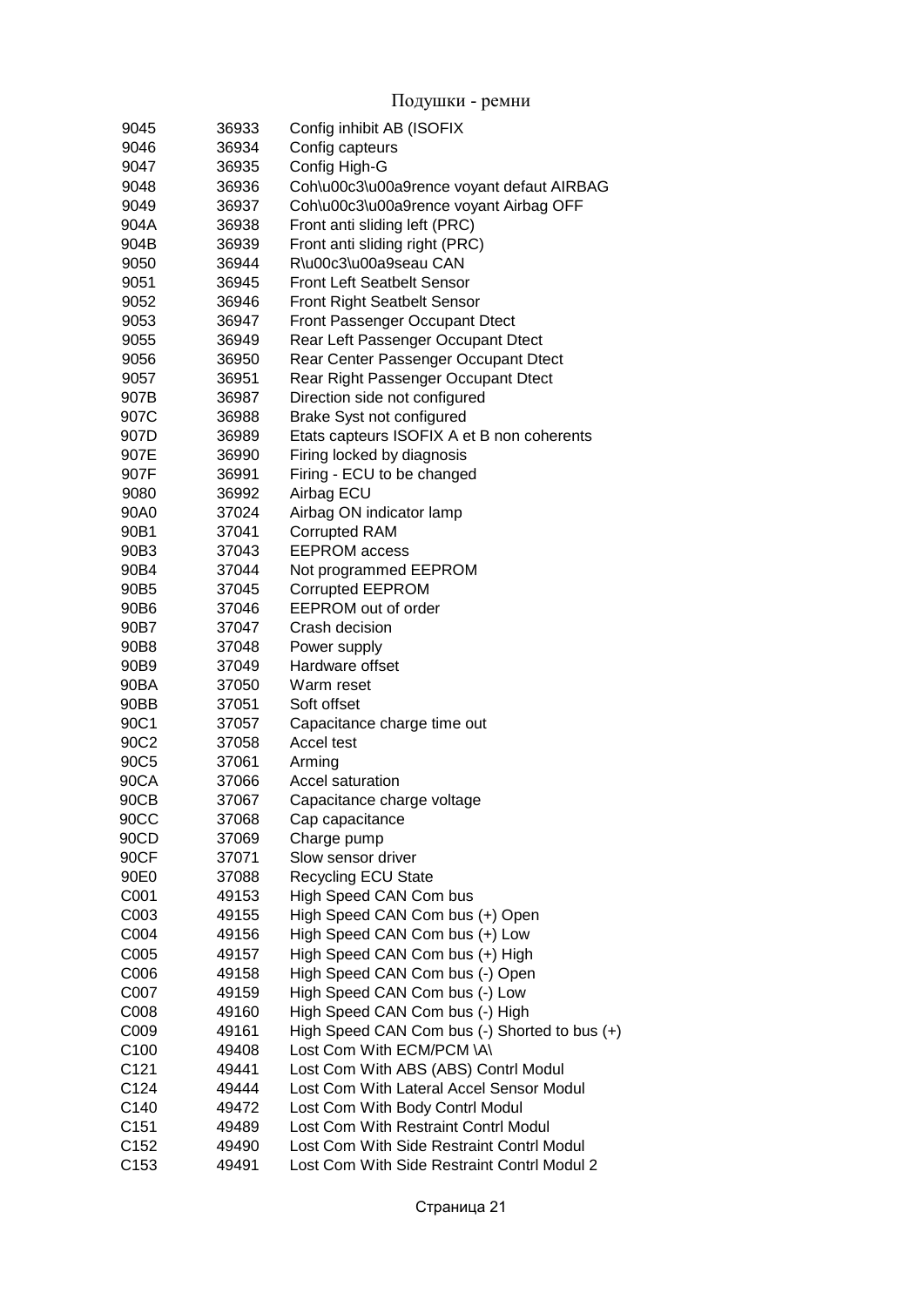# Подушки - ремни

| | | |
|---|---|---|
| 9045 | 36933 | Config inhibit AB (ISOFIX |
| 9046 | 36934 | Config capteurs |
| 9047 | 36935 | Config High-G |
| 9048 | 36936 | Coh\u00c3\u00a9rence voyant defaut AIRBAG |
| 9049 | 36937 | Coh\u00c3\u00a9rence voyant Airbag OFF |
| 904A | 36938 | Front anti sliding left (PRC) |
| 904B | 36939 | Front anti sliding right (PRC) |
| 9050 | 36944 | R\u00c3\u00a9seau CAN |
| 9051 | 36945 | Front Left Seatbelt Sensor |
| 9052 | 36946 | Front Right Seatbelt Sensor |
| 9053 | 36947 | Front Passenger Occupant Dtect |
| 9055 | 36949 | Rear Left Passenger Occupant Dtect |
| 9056 | 36950 | Rear Center Passenger Occupant Dtect |
| 9057 | 36951 | Rear Right Passenger Occupant Dtect |
| 907B | 36987 | Direction side not configured |
| 907C | 36988 | Brake Syst not configured |
| 907D | 36989 | Etats capteurs ISOFIX A et B non coherents |
| 907E | 36990 | Firing locked by diagnosis |
| 907F | 36991 | Firing - ECU to be changed |
| 9080 | 36992 | Airbag ECU |
| 90A0 | 37024 | Airbag ON indicator lamp |
| 90B1 | 37041 | Corrupted RAM |
| 90B3 | 37043 | EEPROM access |
| 90B4 | 37044 | Not programmed EEPROM |
| 90B5 | 37045 | Corrupted EEPROM |
| 90B6 | 37046 | EEPROM out of order |
| 90B7 | 37047 | Crash decision |
| 90B8 | 37048 | Power supply |
| 90B9 | 37049 | Hardware offset |
| 90BA | 37050 | Warm reset |
| 90BB | 37051 | Soft offset |
| 90C1 | 37057 | Capacitance charge time out |
| 90C2 | 37058 | Accel test |
| 90C5 | 37061 | Arming |
| 90CA | 37066 | Accel saturation |
| 90CB | 37067 | Capacitance charge voltage |
| 90CC | 37068 | Cap capacitance |
| 90CD | 37069 | Charge pump |
| 90CF | 37071 | Slow sensor driver |
| 90E0 | 37088 | Recycling ECU State |
| C001 | 49153 | High Speed CAN Com bus |
| C003 | 49155 | High Speed CAN Com bus (+) Open |
| C004 | 49156 | High Speed CAN Com bus (+) Low |
| C005 | 49157 | High Speed CAN Com bus (+) High |
| C006 | 49158 | High Speed CAN Com bus (-) Open |
| C007 | 49159 | High Speed CAN Com bus (-) Low |
| C008 | 49160 | High Speed CAN Com bus (-) High |
| C009 | 49161 | High Speed CAN Com bus (-) Shorted to bus (+) |
| C100 | 49408 | Lost Com With ECM/PCM \A\ |
| C121 | 49441 | Lost Com With ABS (ABS) Contrl Modul |
| C124 | 49444 | Lost Com With Lateral Accel Sensor Modul |
| C140 | 49472 | Lost Com With Body Contrl Modul |
| C151 | 49489 | Lost Com With Restraint Contrl Modul |
| C152 | 49490 | Lost Com With Side Restraint Contrl Modul |
| C153 | 49491 | Lost Com With Side Restraint Contrl Modul 2 |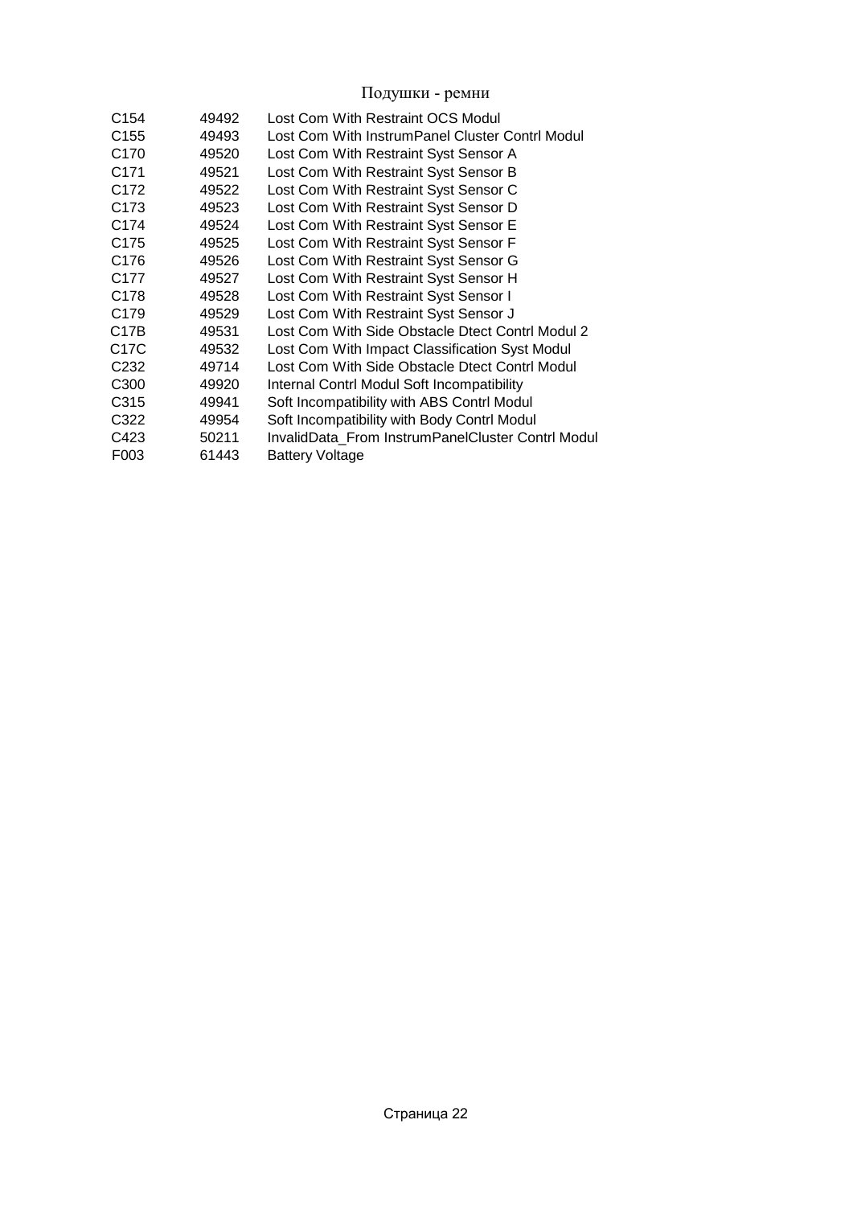Подушки - ремни

| | | |
|---|---|---|
| C154 | 49492 | Lost Com With Restraint OCS Modul |
| C155 | 49493 | Lost Com With InstrumPanel Cluster Contrl Modul |
| C170 | 49520 | Lost Com With Restraint Syst Sensor A |
| C171 | 49521 | Lost Com With Restraint Syst Sensor B |
| C172 | 49522 | Lost Com With Restraint Syst Sensor C |
| C173 | 49523 | Lost Com With Restraint Syst Sensor D |
| C174 | 49524 | Lost Com With Restraint Syst Sensor E |
| C175 | 49525 | Lost Com With Restraint Syst Sensor F |
| C176 | 49526 | Lost Com With Restraint Syst Sensor G |
| C177 | 49527 | Lost Com With Restraint Syst Sensor H |
| C178 | 49528 | Lost Com With Restraint Syst Sensor I |
| C179 | 49529 | Lost Com With Restraint Syst Sensor J |
| C17B | 49531 | Lost Com With Side Obstacle Dtect Contrl Modul 2 |
| C17C | 49532 | Lost Com With Impact Classification Syst Modul |
| C232 | 49714 | Lost Com With Side Obstacle Dtect Contrl Modul |
| C300 | 49920 | Internal Contrl Modul Soft Incompatibility |
| C315 | 49941 | Soft Incompatibility with ABS Contrl Modul |
| C322 | 49954 | Soft Incompatibility with Body Contrl Modul |
| C423 | 50211 | InvalidData_From InstrumPanelCluster Contrl Modul |
| F003 | 61443 | Battery Voltage |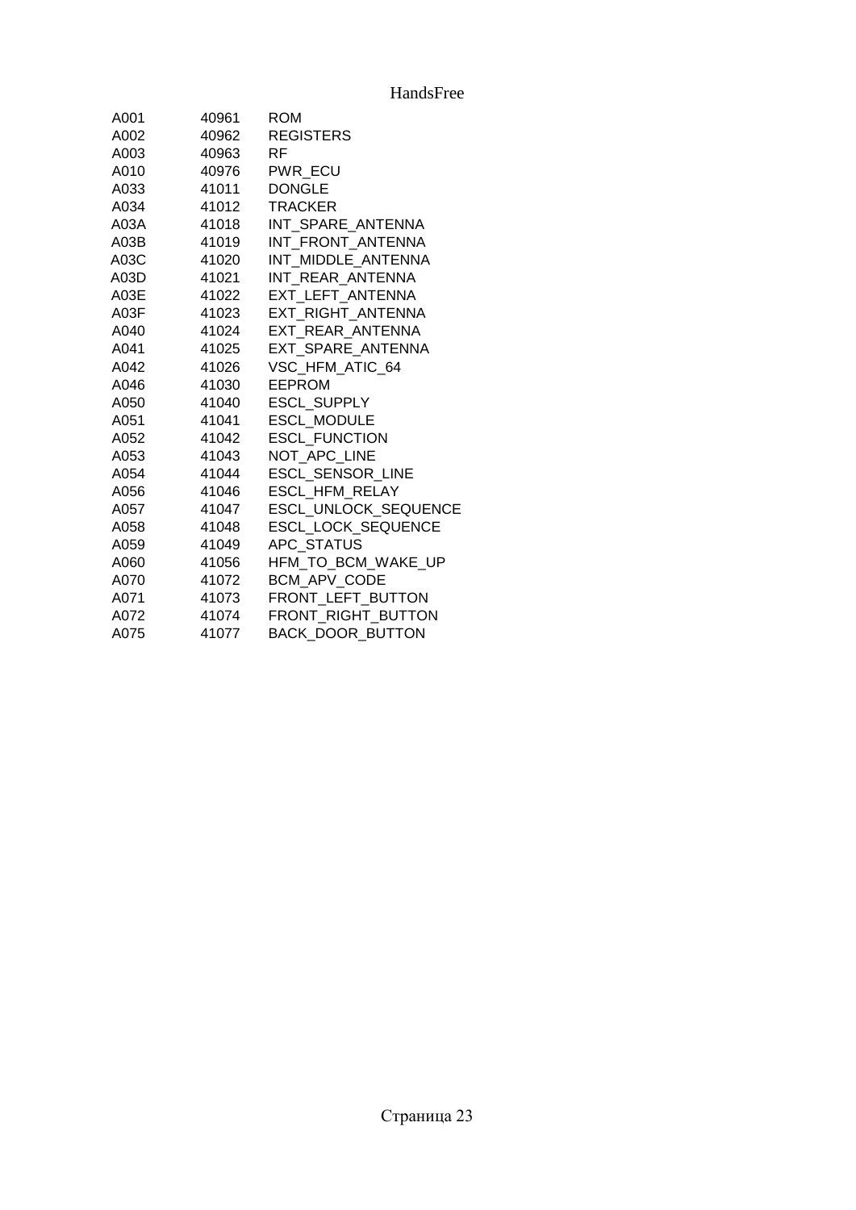HandsFree

| | | |
|---|---|---|
| A001 | 40961 | ROM |
| A002 | 40962 | REGISTERS |
| A003 | 40963 | RF |
| A010 | 40976 | PWR_ECU |
| A033 | 41011 | DONGLE |
| A034 | 41012 | TRACKER |
| A03A | 41018 | INT_SPARE_ANTENNA |
| A03B | 41019 | INT_FRONT_ANTENNA |
| A03C | 41020 | INT_MIDDLE_ANTENNA |
| A03D | 41021 | INT_REAR_ANTENNA |
| A03E | 41022 | EXT_LEFT_ANTENNA |
| A03F | 41023 | EXT_RIGHT_ANTENNA |
| A040 | 41024 | EXT_REAR_ANTENNA |
| A041 | 41025 | EXT_SPARE_ANTENNA |
| A042 | 41026 | VSC_HFM_ATIC_64 |
| A046 | 41030 | EEPROM |
| A050 | 41040 | ESCL_SUPPLY |
| A051 | 41041 | ESCL_MODULE |
| A052 | 41042 | ESCL_FUNCTION |
| A053 | 41043 | NOT_APC_LINE |
| A054 | 41044 | ESCL_SENSOR_LINE |
| A056 | 41046 | ESCL_HFM_RELAY |
| A057 | 41047 | ESCL_UNLOCK_SEQUENCE |
| A058 | 41048 | ESCL_LOCK_SEQUENCE |
| A059 | 41049 | APC_STATUS |
| A060 | 41056 | HFM_TO_BCM_WAKE_UP |
| A070 | 41072 | BCM_APV_CODE |
| A071 | 41073 | FRONT_LEFT_BUTTON |
| A072 | 41074 | FRONT_RIGHT_BUTTON |
| A075 | 41077 | BACK_DOOR_BUTTON |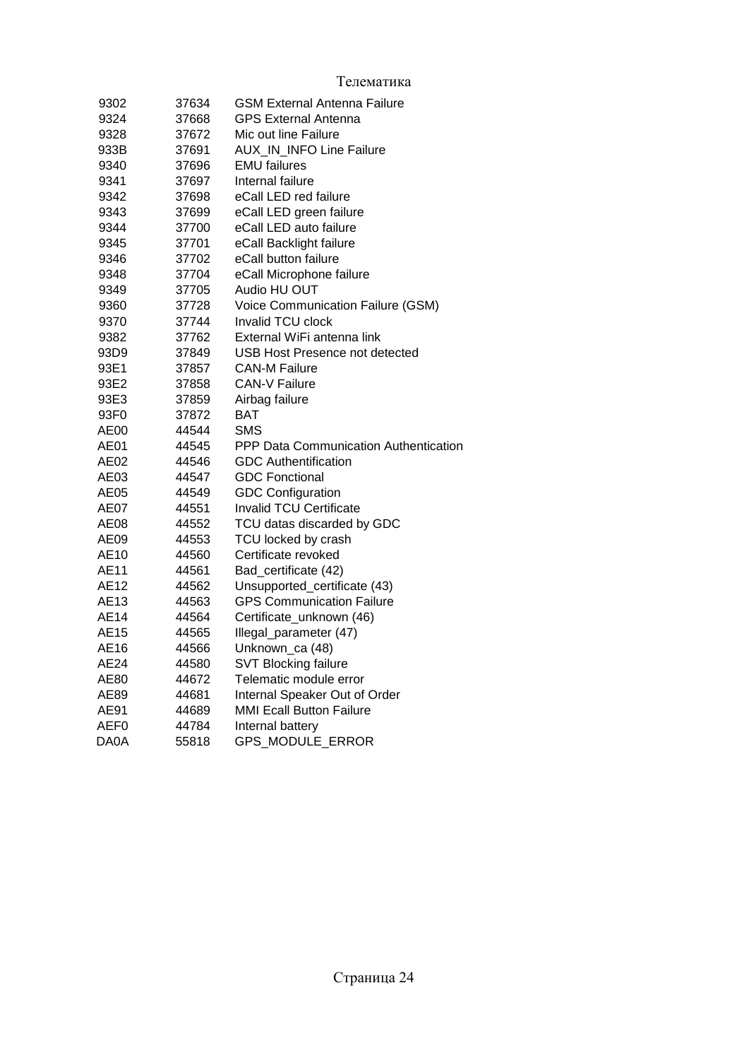Телематика

| | | |
|---|---|---|
| 9302 | 37634 | GSM External Antenna Failure |
| 9324 | 37668 | GPS External Antenna |
| 9328 | 37672 | Mic out line Failure |
| 933B | 37691 | AUX_IN_INFO Line Failure |
| 9340 | 37696 | EMU failures |
| 9341 | 37697 | Internal failure |
| 9342 | 37698 | eCall LED red failure |
| 9343 | 37699 | eCall LED green failure |
| 9344 | 37700 | eCall LED auto failure |
| 9345 | 37701 | eCall Backlight failure |
| 9346 | 37702 | eCall button failure |
| 9348 | 37704 | eCall Microphone failure |
| 9349 | 37705 | Audio HU OUT |
| 9360 | 37728 | Voice Communication Failure (GSM) |
| 9370 | 37744 | Invalid TCU clock |
| 9382 | 37762 | External WiFi antenna link |
| 93D9 | 37849 | USB Host Presence not detected |
| 93E1 | 37857 | CAN-M Failure |
| 93E2 | 37858 | CAN-V Failure |
| 93E3 | 37859 | Airbag failure |
| 93F0 | 37872 | BAT |
| AE00 | 44544 | SMS |
| AE01 | 44545 | PPP Data Communication Authentication |
| AE02 | 44546 | GDC Authentification |
| AE03 | 44547 | GDC Fonctional |
| AE05 | 44549 | GDC Configuration |
| AE07 | 44551 | Invalid TCU Certificate |
| AE08 | 44552 | TCU datas discarded by GDC |
| AE09 | 44553 | TCU locked by crash |
| AE10 | 44560 | Certificate revoked |
| AE11 | 44561 | Bad_certificate (42) |
| AE12 | 44562 | Unsupported_certificate (43) |
| AE13 | 44563 | GPS Communication Failure |
| AE14 | 44564 | Certificate_unknown (46) |
| AE15 | 44565 | Illegal_parameter (47) |
| AE16 | 44566 | Unknown_ca (48) |
| AE24 | 44580 | SVT Blocking failure |
| AE80 | 44672 | Telematic module error |
| AE89 | 44681 | Internal Speaker Out of Order |
| AE91 | 44689 | MMI Ecall Button Failure |
| AEF0 | 44784 | Internal battery |
| DA0A | 55818 | GPS_MODULE_ERROR |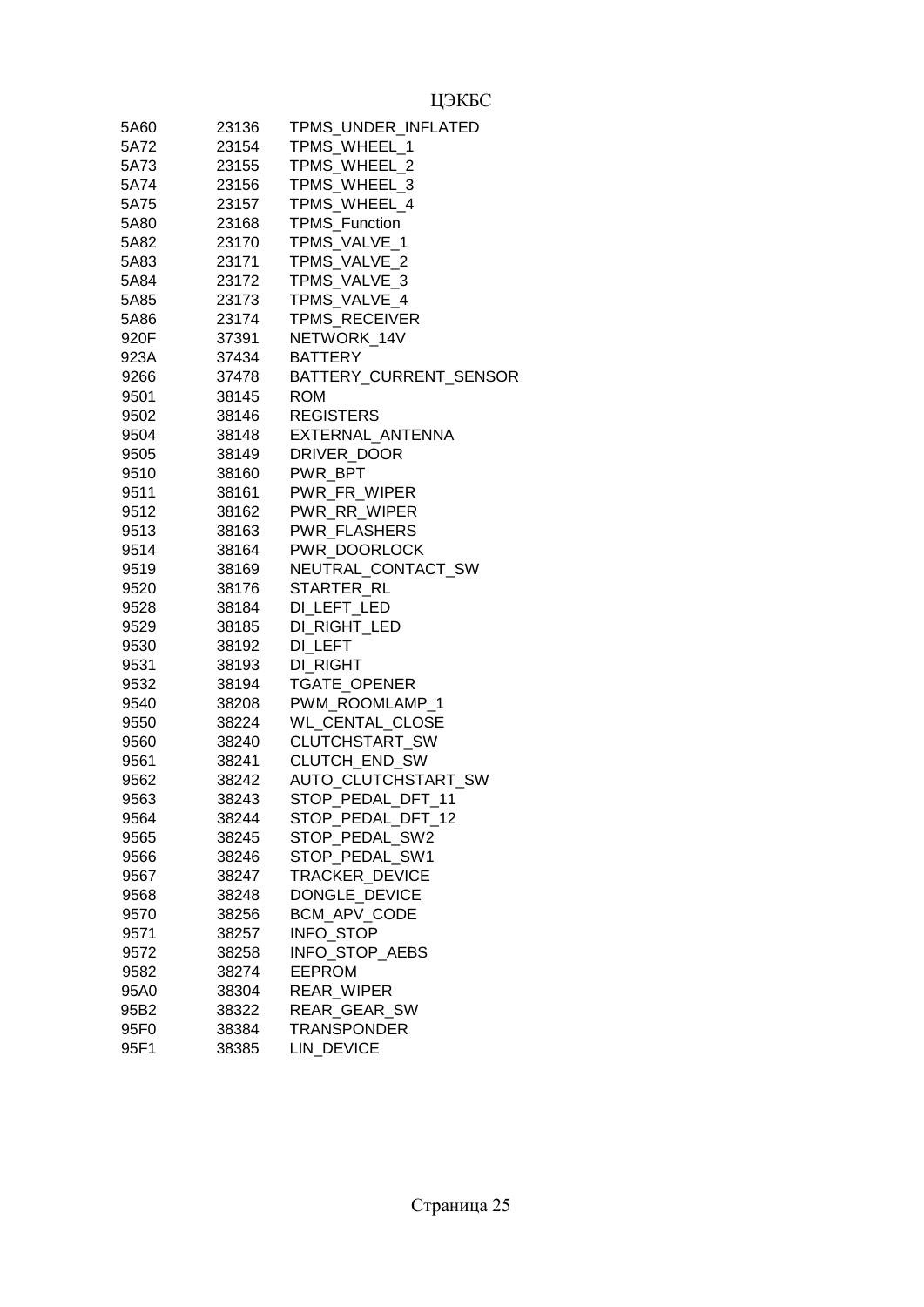| | | |
|---|---|---|
| 5A60 | 23136 | TPMS_UNDER_INFLATED |
| 5A72 | 23154 | TPMS_WHEEL_1 |
| 5A73 | 23155 | TPMS_WHEEL_2 |
| 5A74 | 23156 | TPMS_WHEEL_3 |
| 5A75 | 23157 | TPMS_WHEEL_4 |
| 5A80 | 23168 | TPMS_Function |
| 5A82 | 23170 | TPMS_VALVE_1 |
| 5A83 | 23171 | TPMS_VALVE_2 |
| 5A84 | 23172 | TPMS_VALVE_3 |
| 5A85 | 23173 | TPMS_VALVE_4 |
| 5A86 | 23174 | TPMS_RECEIVER |
| 920F | 37391 | NETWORK_14V |
| 923A | 37434 | BATTERY |
| 9266 | 37478 | BATTERY_CURRENT_SENSOR |
| 9501 | 38145 | ROM |
| 9502 | 38146 | REGISTERS |
| 9504 | 38148 | EXTERNAL_ANTENNA |
| 9505 | 38149 | DRIVER_DOOR |
| 9510 | 38160 | PWR_BPT |
| 9511 | 38161 | PWR_FR_WIPER |
| 9512 | 38162 | PWR_RR_WIPER |
| 9513 | 38163 | PWR_FLASHERS |
| 9514 | 38164 | PWR_DOORLOCK |
| 9519 | 38169 | NEUTRAL_CONTACT_SW |
| 9520 | 38176 | STARTER_RL |
| 9528 | 38184 | DI_LEFT_LED |
| 9529 | 38185 | DI_RIGHT_LED |
| 9530 | 38192 | DI_LEFT |
| 9531 | 38193 | DI_RIGHT |
| 9532 | 38194 | TGATE_OPENER |
| 9540 | 38208 | PWM_ROOMLAMP_1 |
| 9550 | 38224 | WL_CENTAL_CLOSE |
| 9560 | 38240 | CLUTCHSTART_SW |
| 9561 | 38241 | CLUTCH_END_SW |
| 9562 | 38242 | AUTO_CLUTCHSTART_SW |
| 9563 | 38243 | STOP_PEDAL_DFT_11 |
| 9564 | 38244 | STOP_PEDAL_DFT_12 |
| 9565 | 38245 | STOP_PEDAL_SW2 |
| 9566 | 38246 | STOP_PEDAL_SW1 |
| 9567 | 38247 | TRACKER_DEVICE |
| 9568 | 38248 | DONGLE_DEVICE |
| 9570 | 38256 | BCM_APV_CODE |
| 9571 | 38257 | INFO_STOP |
| 9572 | 38258 | INFO_STOP_AEBS |
| 9582 | 38274 | EEPROM |
| 95A0 | 38304 | REAR_WIPER |
| 95B2 | 38322 | REAR_GEAR_SW |
| 95F0 | 38384 | TRANSPONDER |
| 95F1 | 38385 | LIN_DEVICE |